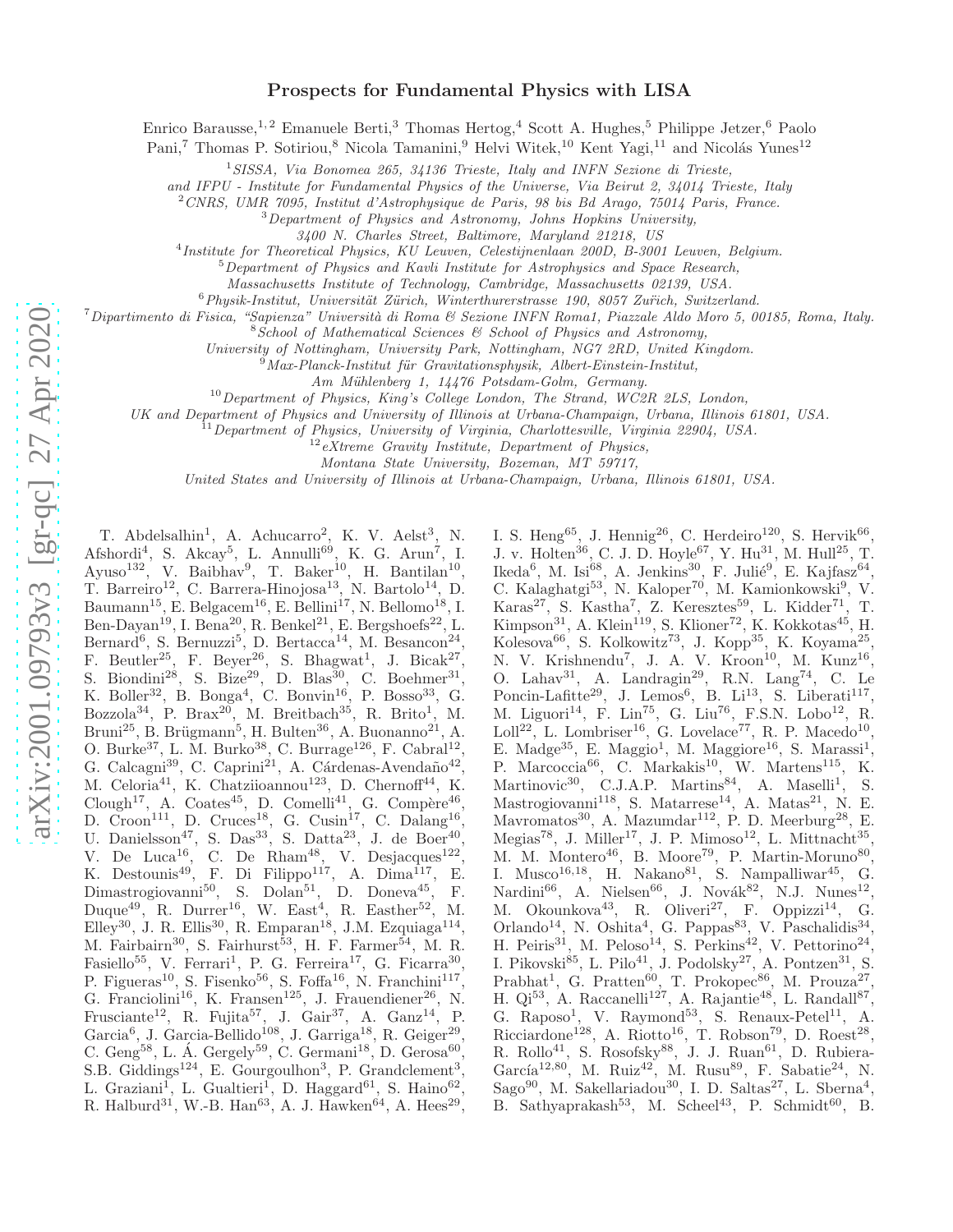# Prospects for Fundamental Physics with LISA

Enrico Barausse,[1,2] Emanuele Berti,[3] Thomas Hertog,[4] Scott A. Hughes,[5] Philippe Jetzer,[6] Paolo Pani,[7] Thomas P. Sotiriou,[8] Nicola Tamanini,[9] Helvi Witek,[10] Kent Yagi,[11] and Nicolás Yunes[12]

[1] *SISSA, Via Bonomea 265, 34136 Trieste, Italy and INFN Sezione di Trieste, and IFPU - Institute for Fundamental Physics of the Universe, Via Beirut 2, 34014 Trieste, Italy*
[2] *CNRS, UMR 7095, Institut d'Astrophysique de Paris, 98 bis Bd Arago, 75014 Paris, France.*
[3] *Department of Physics and Astronomy, Johns Hopkins University, 3400 N. Charles Street, Baltimore, Maryland 21218, US*
[4] *Institute for Theoretical Physics, KU Leuven, Celestijnenlaan 200D, B-3001 Leuven, Belgium.*
[5] *Department of Physics and Kavli Institute for Astrophysics and Space Research, Massachusetts Institute of Technology, Cambridge, Massachusetts 02139, USA.*
[6] *Physik-Institut, Universität Zürich, Winterthurerstrasse 190, 8057 Zurich, Switzerland.*
[7] *Dipartimento di Fisica, "Sapienza" Università di Roma & Sezione INFN Roma1, Piazzale Aldo Moro 5, 00185, Roma, Italy.*
[8] *School of Mathematical Sciences & School of Physics and Astronomy, University of Nottingham, University Park, Nottingham, NG7 2RD, United Kingdom.*
[9] *Max-Planck-Institut für Gravitationsphysik, Albert-Einstein-Institut, Am Mühlenberg 1, 14476 Potsdam-Golm, Germany.*
[10] *Department of Physics, King's College London, The Strand, WC2R 2LS, London, UK and Department of Physics and University of Illinois at Urbana-Champaign, Urbana, Illinois 61801, USA.*
[11] *Department of Physics, University of Virginia, Charlottesville, Virginia 22904, USA.*
[12] *eXtreme Gravity Institute, Department of Physics, Montana State University, Bozeman, MT 59717, United States and University of Illinois at Urbana-Champaign, Urbana, Illinois 61801, USA.*

T. Abdelsalhin[1], A. Achucarro[2], K. V. Aelst[3], N. Afshordi[4], S. Akcay[5], L. Annulli[69], K. G. Arun[7], I. Ayuso[132], V. Baibhav[9], T. Baker[10], H. Bantilan[10], T. Barreiro[12], C. Barrera-Hinojosa[13], N. Bartolo[14], D. Baumann[15], E. Belgacem[16], E. Bellini[17], N. Bellomo[18], I. Ben-Dayan[19], I. Bena[20], R. Benkel[21], E. Bergshoefs[22], L. Bernard[6], S. Bernuzzi[5], D. Bertacca[14], M. Besancon[24], F. Beutler[25], F. Beyer[26], S. Bhagwat[1], J. Bicak[27], S. Biondini[28], S. Bize[29], D. Blas[30], C. Boehmer[31], K. Boller[32], B. Bonga[4], C. Bonvin[16], P. Bosso[33], G. Bozzola[34], P. Brax[20], M. Breitbach[35], R. Brito[1], M. Bruni[25], B. Brügmann[5], H. Bulten[36], A. Buonanno[21], A. O. Burke[37], L. M. Burko[38], C. Burrage[126], F. Cabral[12], G. Calcagni[39], C. Caprini[21], A. Cárdenas-Avendaño[42], M. Celoria[41], K. Chatziioannou[123], D. Chernoff[44], K. Clough[17], A. Coates[45], D. Comelli[41], G. Compère[46], D. Croon[111], D. Cruces[18], G. Cusin[17], C. Dalang[16], U. Danielsson[47], S. Das[33], S. Datta[23], J. de Boer[40], V. De Luca[16], C. De Rham[48], V. Desjacques[122], K. Destounis[49], F. Di Filippo[117], A. Dima[117], E. Dimastrogiovanni[50], S. Dolan[51], D. Doneva[45], F. Duque[49], R. Durrer[16], W. East[4], R. Easther[52], M. Elley[30], J. R. Ellis[30], R. Emparan[18], J.M. Ezquiaga[114], M. Fairbairn[30], S. Fairhurst[53], H. F. Farmer[54], M. R. Fasiello[55], V. Ferrari[1], P. G. Ferreira[17], G. Ficarra[30], P. Figueras[10], S. Fisenko[56], S. Foffa[16], N. Franchini[117], G. Franciolini[16], K. Fransen[125], J. Frauendiener[26], N. Frusciante[12], R. Fujita[57], J. Gair[37], A. Ganz[14], P. Garcia[6], J. Garcia-Bellido[108], J. Garriga[18], R. Geiger[29], C. Geng[58], L. Á. Gergely[59], C. Germani[18], D. Gerosa[60], S.B. Giddings[124], E. Gourgoulhon[3], P. Grandclement[3], L. Graziani[1], L. Gualtieri[1], D. Haggard[61], S. Haino[62], R. Halburd[31], W.-B. Han[63], A. J. Hawken[64], A. Hees[29], I. S. Heng[65], J. Hennig[26], C. Herdeiro[120], S. Hervik[66], J. v. Holten[36], C. J. D. Hoyle[67], Y. Hu[31], M. Hull[25], T. Ikeda[6], M. Isi[68], A. Jenkins[30], F. Julié[9], E. Kajfasz[64], C. Kalaghatgi[53], N. Kaloper[70], M. Kamionkowski[9], V. Karas[27], S. Kastha[7], Z. Keresztes[59], L. Kidder[71], T. Kimpson[31], A. Klein[119], S. Klioner[72], K. Kokkotas[45], H. Kolesova[66], S. Kolkowitz[73], J. Kopp[35], K. Koyama[25], N. V. Krishnendu[7], J. A. V. Kroon[10], M. Kunz[16], O. Lahav[31], A. Landragin[29], R.N. Lang[74], C. Le Poncin-Lafitte[29], J. Lemos[6], B. Li[13], S. Liberati[117], M. Liguori[14], F. Lin[75], G. Liu[76], F.S.N. Lobo[12], R. Loll[22], L. Lombriser[16], G. Lovelace[77], R. P. Macedo[10], E. Madge[35], E. Maggio[1], M. Maggiore[16], S. Marassi[1], P. Marcoccia[66], C. Markakis[10], W. Martens[115], K. Martinovic[30], C.J.A.P. Martins[84], A. Maselli[1], S. Mastrogiovanni[118], S. Matarrese[14], A. Matas[21], N. E. Mavromatos[30], A. Mazumdar[112], P. D. Meerburg[28], E. Megias[78], J. Miller[17], J. P. Mimoso[12], L. Mittnacht[35], M. M. Montero[46], B. Moore[79], P. Martin-Moruno[80], I. Musco[16,18], H. Nakano[81], S. Nampalliwar[45], G. Nardini[66], A. Nielsen[66], J. Novák[82], N.J. Nunes[12], M. Okounkova[43], R. Oliveri[27], F. Oppizzi[14], G. Orlando[14], N. Oshita[4], G. Pappas[83], V. Paschalidis[34], H. Peiris[31], M. Peloso[14], S. Perkins[42], V. Pettorino[24], I. Pikovski[85], L. Pilo[41], J. Podolsky[27], A. Pontzen[31], S. Prabhat[1], G. Pratten[60], T. Prokopec[86], M. Prouza[27], H. Qi[53], A. Raccanelli[127], A. Rajantie[48], L. Randall[87], G. Raposo[1], V. Raymond[53], S. Renaux-Petel[11], A. Ricciardone[128], A. Riotto[16], T. Robson[79], D. Roest[28], R. Rollo[41], S. Rosofsky[88], J. J. Ruan[61], D. Rubiera-García[12,80], M. Ruiz[42], M. Rusu[89], F. Sabatie[24], N. Sago[90], M. Sakellariadou[30], I. D. Saltas[27], L. Sberna[4], B. Sathyaprakash[53], M. Scheel[43], P. Schmidt[60], B.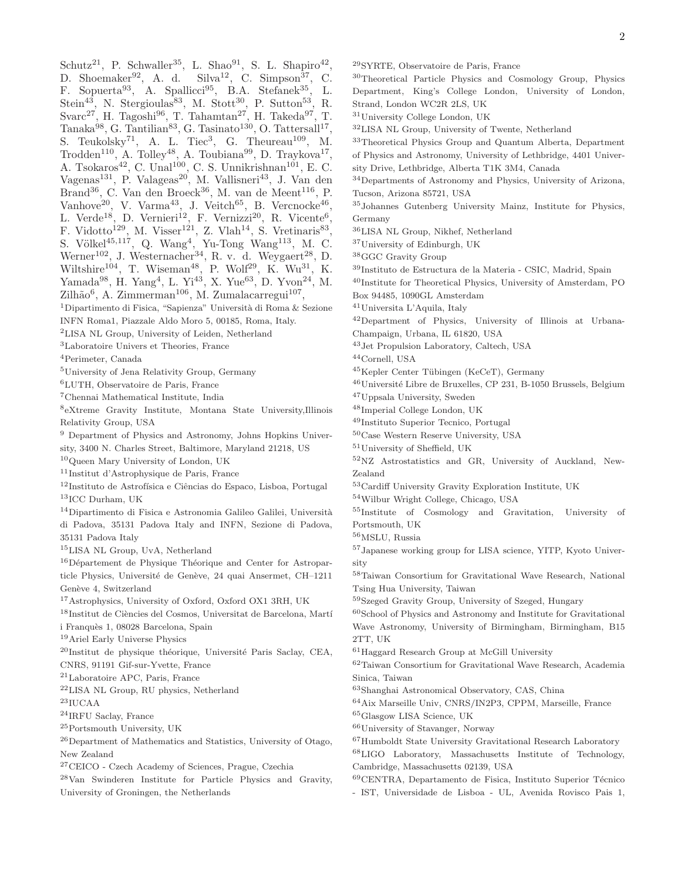Schutz[21], P. Schwaller[35], L. Shao[91], S. L. Shapiro[42], D. Shoemaker[92], A. d. Silva[12], C. Simpson[37], C. F. Sopuerta[93], A. Spallicci[95], B.A. Stefanek[35], L. Stein[43], N. Stergioulas[83], M. Stott[30], P. Sutton[53], R. Svarc[27], H. Tagoshi[96], T. Tahamtan[27], H. Takeda[97], T. Tanaka[98], G. Tantilian[83], G. Tasinato[130], O. Tattersall[17], S. Teukolsky[71], A. L. Tiec[3], G. Theureau[109], M. Trodden[110], A. Tolley[48], A. Toubiana[99], D. Traykova[17], A. Tsokaros[42], C. Unal[100], C. S. Unnikrishnan[101], E. C. Vagenas[131], P. Valageas[20], M. Vallisneri[43], J. Van den Brand[36], C. Van den Broeck[36], M. van de Meent[116], P. Vanhove[20], V. Varma[43], J. Veitch[65], B. Vercnocke[46], L. Verde[18], D. Vernieri[12], F. Vernizzi[20], R. Vicente[6], F. Vidotto[129], M. Visser[121], Z. Vlah[14], S. Vretinaris[83], S. Völkel[45,117], Q. Wang[4], Yu-Tong Wang[113], M. C. Werner[102], J. Westernacher[34], R. v. d. Weygaert[28], D. Wiltshire[104], T. Wiseman[48], P. Wolf[29], K. Wu[31], K. Yamada[98], H. Yang[4], L. Yi[43], X. Yue[63], D. Yvon[24], M. Zilhão[6], A. Zimmerman[106], M. Zumalacarregui[107],

[1]Dipartimento di Fisica, "Sapienza" Università di Roma & Sezione INFN Roma1, Piazzale Aldo Moro 5, 00185, Roma, Italy.
[2]LISA NL Group, University of Leiden, Netherland
[3]Laboratoire Univers et Theories, France
[4]Perimeter, Canada
[5]University of Jena Relativity Group, Germany
[6]LUTH, Observatoire de Paris, France
[7]Chennai Mathematical Institute, India
[8]eXtreme Gravity Institute, Montana State University,Illinois Relativity Group, USA
[9] Department of Physics and Astronomy, Johns Hopkins University, 3400 N. Charles Street, Baltimore, Maryland 21218, US
[10]Queen Mary University of London, UK
[11]Institut d'Astrophysique de Paris, France
[12]Instituto de Astrofísica e Ciências do Espaco, Lisboa, Portugal
[13]ICC Durham, UK
[14]Dipartimento di Fisica e Astronomia Galileo Galilei, Università di Padova, 35131 Padova Italy and INFN, Sezione di Padova, 35131 Padova Italy
[15]LISA NL Group, UvA, Netherland
[16]Département de Physique Théorique and Center for Astroparticle Physics, Université de Genève, 24 quai Ansermet, CH–1211 Genève 4, Switzerland
[17]Astrophysics, University of Oxford, Oxford OX1 3RH, UK
[18]Institut de Ciències del Cosmos, Universitat de Barcelona, Martí i Franquès 1, 08028 Barcelona, Spain
[19]Ariel Early Universe Physics
[20]Institut de physique théorique, Université Paris Saclay, CEA, CNRS, 91191 Gif-sur-Yvette, France
[21]Laboratoire APC, Paris, France
[22]LISA NL Group, RU physics, Netherland
[23]IUCAA
[24]IRFU Saclay, France
[25]Portsmouth University, UK
[26]Department of Mathematics and Statistics, University of Otago, New Zealand
[27]CEICO - Czech Academy of Sciences, Prague, Czechia
[28]Van Swinderen Institute for Particle Physics and Gravity, University of Groningen, the Netherlands
[29]SYRTE, Observatoire de Paris, France
[30]Theoretical Particle Physics and Cosmology Group, Physics Department, King's College London, University of London, Strand, London WC2R 2LS, UK
[31]University College London, UK
[32]LISA NL Group, University of Twente, Netherland
[33]Theoretical Physics Group and Quantum Alberta, Department of Physics and Astronomy, University of Lethbridge, 4401 University Drive, Lethbridge, Alberta T1K 3M4, Canada
[34]Departments of Astronomy and Physics, University of Arizona, Tucson, Arizona 85721, USA
[35]Johannes Gutenberg University Mainz, Institute for Physics, Germany
[36]LISA NL Group, Nikhef, Netherland
[37]University of Edinburgh, UK
[38]GGC Gravity Group
[39]Instituto de Estructura de la Materia - CSIC, Madrid, Spain
[40]Institute for Theoretical Physics, University of Amsterdam, PO Box 94485, 1090GL Amsterdam
[41]Universita L'Aquila, Italy
[42]Department of Physics, University of Illinois at Urbana-Champaign, Urbana, IL 61820, USA
[43]Jet Propulsion Laboratory, Caltech, USA
[44]Cornell, USA
[45]Kepler Center Tübingen (KeCeT), Germany
[46]Université Libre de Bruxelles, CP 231, B-1050 Brussels, Belgium
[47]Uppsala University, Sweden
[48]Imperial College London, UK
[49]Instituto Superior Tecnico, Portugal
[50]Case Western Reserve University, USA
[51]University of Sheffield, UK
[52]NZ Astrostatistics and GR, University of Auckland, New-Zealand
[53]Cardiff University Gravity Exploration Institute, UK
[54]Wilbur Wright College, Chicago, USA
[55]Institute of Cosmology and Gravitation, University of Portsmouth, UK
[56]MSLU, Russia
[57]Japanese working group for LISA science, YITP, Kyoto University
[58]Taiwan Consortium for Gravitational Wave Research, National Tsing Hua University, Taiwan
[59]Szeged Gravity Group, University of Szeged, Hungary
[60]School of Physics and Astronomy and Institute for Gravitational Wave Astronomy, University of Birmingham, Birmingham, B15 2TT, UK
[61]Haggard Research Group at McGill University
[62]Taiwan Consortium for Gravitational Wave Research, Academia Sinica, Taiwan
[63]Shanghai Astronomical Observatory, CAS, China
[64]Aix Marseille Univ, CNRS/IN2P3, CPPM, Marseille, France
[65]Glasgow LISA Science, UK
[66]University of Stavanger, Norway
[67]Humboldt State University Gravitational Research Laboratory
[68]LIGO Laboratory, Massachusetts Institute of Technology, Cambridge, Massachusetts 02139, USA
[69]CENTRA, Departamento de Fisica, Instituto Superior Técnico - IST, Universidade de Lisboa - UL, Avenida Rovisco Pais 1,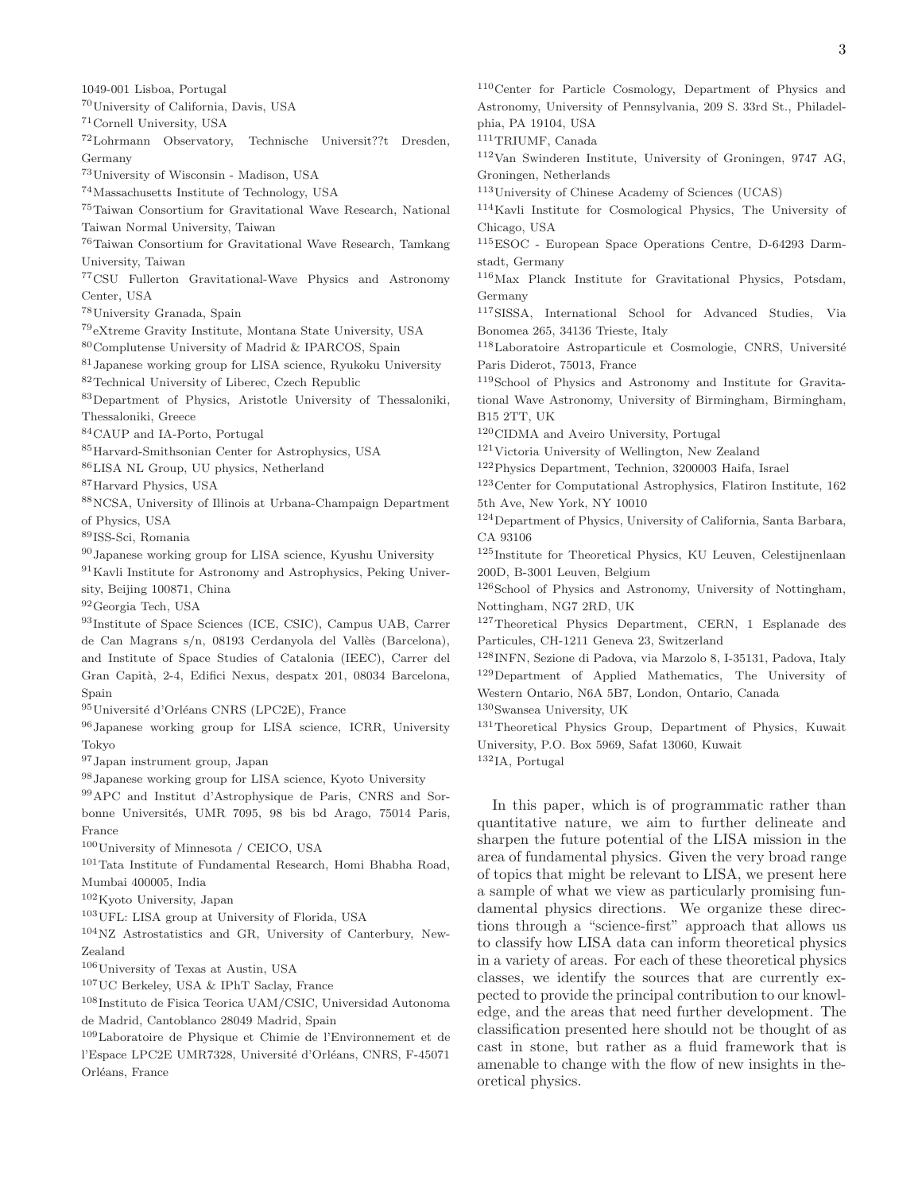1049-001 Lisboa, Portugal
[70]University of California, Davis, USA
[71]Cornell University, USA
[72]Lohrmann Observatory, Technische Universit??t Dresden, Germany
[73]University of Wisconsin - Madison, USA
[74]Massachusetts Institute of Technology, USA
[75]Taiwan Consortium for Gravitational Wave Research, National Taiwan Normal University, Taiwan
[76]Taiwan Consortium for Gravitational Wave Research, Tamkang University, Taiwan
[77]CSU Fullerton Gravitational-Wave Physics and Astronomy Center, USA
[78]University Granada, Spain
[79]eXtreme Gravity Institute, Montana State University, USA
[80]Complutense University of Madrid & IPARCOS, Spain
[81]Japanese working group for LISA science, Ryukoku University
[82]Technical University of Liberec, Czech Republic
[83]Department of Physics, Aristotle University of Thessaloniki, Thessaloniki, Greece
[84]CAUP and IA-Porto, Portugal
[85]Harvard-Smithsonian Center for Astrophysics, USA
[86]LISA NL Group, UU physics, Netherland
[87]Harvard Physics, USA
[88]NCSA, University of Illinois at Urbana-Champaign Department of Physics, USA
[89]ISS-Sci, Romania
[90]Japanese working group for LISA science, Kyushu University
[91]Kavli Institute for Astronomy and Astrophysics, Peking University, Beijing 100871, China
[92]Georgia Tech, USA
[93]Institute of Space Sciences (ICE, CSIC), Campus UAB, Carrer de Can Magrans s/n, 08193 Cerdanyola del Vallès (Barcelona), and Institute of Space Studies of Catalonia (IEEC), Carrer del Gran Capità, 2-4, Edifici Nexus, despatx 201, 08034 Barcelona, Spain
[95]Université d'Orléans CNRS (LPC2E), France
[96]Japanese working group for LISA science, ICRR, University Tokyo
[97]Japan instrument group, Japan
[98]Japanese working group for LISA science, Kyoto University
[99]APC and Institut d'Astrophysique de Paris, CNRS and Sorbonne Universités, UMR 7095, 98 bis bd Arago, 75014 Paris, France
[100]University of Minnesota / CEICO, USA
[101]Tata Institute of Fundamental Research, Homi Bhabha Road, Mumbai 400005, India
[102]Kyoto University, Japan
[103]UFL: LISA group at University of Florida, USA
[104]NZ Astrostatistics and GR, University of Canterbury, New-Zealand
[106]University of Texas at Austin, USA
[107]UC Berkeley, USA & IPhT Saclay, France
[108]Instituto de Fisica Teorica UAM/CSIC, Universidad Autonoma de Madrid, Cantoblanco 28049 Madrid, Spain
[109]Laboratoire de Physique et Chimie de l'Environnement et de l'Espace LPC2E UMR7328, Université d'Orléans, CNRS, F-45071 Orléans, France
[110]Center for Particle Cosmology, Department of Physics and Astronomy, University of Pennsylvania, 209 S. 33rd St., Philadelphia, PA 19104, USA
[111]TRIUMF, Canada
[112]Van Swinderen Institute, University of Groningen, 9747 AG, Groningen, Netherlands
[113]University of Chinese Academy of Sciences (UCAS)
[114]Kavli Institute for Cosmological Physics, The University of Chicago, USA
[115]ESOC - European Space Operations Centre, D-64293 Darmstadt, Germany
[116]Max Planck Institute for Gravitational Physics, Potsdam, Germany
[117]SISSA, International School for Advanced Studies, Via Bonomea 265, 34136 Trieste, Italy
[118]Laboratoire Astroparticule et Cosmologie, CNRS, Université Paris Diderot, 75013, France
[119]School of Physics and Astronomy and Institute for Gravitational Wave Astronomy, University of Birmingham, Birmingham, B15 2TT, UK
[120]CIDMA and Aveiro University, Portugal
[121]Victoria University of Wellington, New Zealand
[122]Physics Department, Technion, 3200003 Haifa, Israel
[123]Center for Computational Astrophysics, Flatiron Institute, 162 5th Ave, New York, NY 10010
[124]Department of Physics, University of California, Santa Barbara, CA 93106
[125]Institute for Theoretical Physics, KU Leuven, Celestijnenlaan 200D, B-3001 Leuven, Belgium
[126]School of Physics and Astronomy, University of Nottingham, Nottingham, NG7 2RD, UK
[127]Theoretical Physics Department, CERN, 1 Esplanade des Particules, CH-1211 Geneva 23, Switzerland
[128]INFN, Sezione di Padova, via Marzolo 8, I-35131, Padova, Italy
[129]Department of Applied Mathematics, The University of Western Ontario, N6A 5B7, London, Ontario, Canada
[130]Swansea University, UK
[131]Theoretical Physics Group, Department of Physics, Kuwait University, P.O. Box 5969, Safat 13060, Kuwait
[132]IA, Portugal

In this paper, which is of programmatic rather than quantitative nature, we aim to further delineate and sharpen the future potential of the LISA mission in the area of fundamental physics. Given the very broad range of topics that might be relevant to LISA, we present here a sample of what we view as particularly promising fundamental physics directions. We organize these directions through a "science-first" approach that allows us to classify how LISA data can inform theoretical physics in a variety of areas. For each of these theoretical physics classes, we identify the sources that are currently expected to provide the principal contribution to our knowledge, and the areas that need further development. The classification presented here should not be thought of as cast in stone, but rather as a fluid framework that is amenable to change with the flow of new insights in theoretical physics.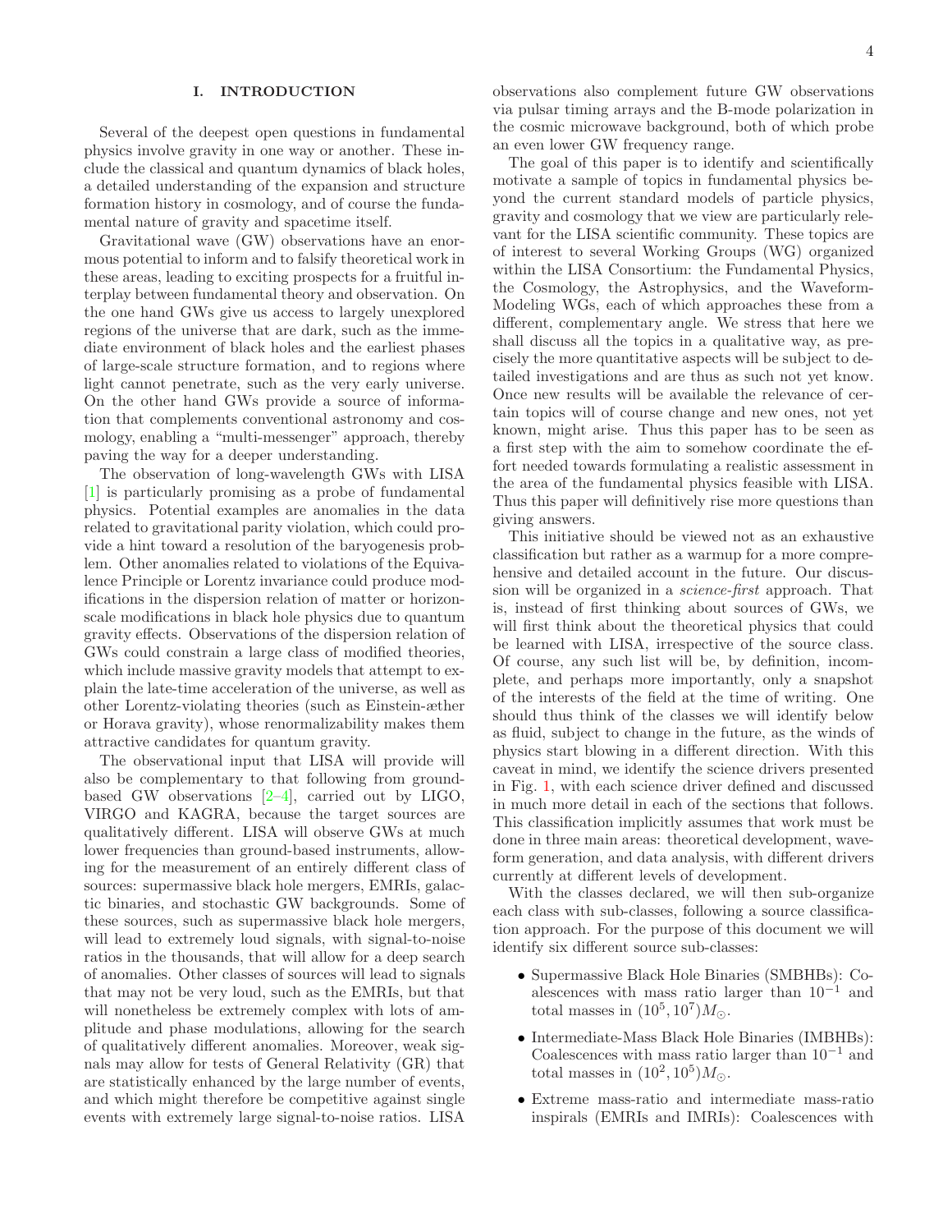## I. INTRODUCTION

Several of the deepest open questions in fundamental physics involve gravity in one way or another. These include the classical and quantum dynamics of black holes, a detailed understanding of the expansion and structure formation history in cosmology, and of course the fundamental nature of gravity and spacetime itself.

Gravitational wave (GW) observations have an enormous potential to inform and to falsify theoretical work in these areas, leading to exciting prospects for a fruitful interplay between fundamental theory and observation. On the one hand GWs give us access to largely unexplored regions of the universe that are dark, such as the immediate environment of black holes and the earliest phases of large-scale structure formation, and to regions where light cannot penetrate, such as the very early universe. On the other hand GWs provide a source of information that complements conventional astronomy and cosmology, enabling a "multi-messenger" approach, thereby paving the way for a deeper understanding.

The observation of long-wavelength GWs with LISA [1] is particularly promising as a probe of fundamental physics. Potential examples are anomalies in the data related to gravitational parity violation, which could provide a hint toward a resolution of the baryogenesis problem. Other anomalies related to violations of the Equivalence Principle or Lorentz invariance could produce modifications in the dispersion relation of matter or horizon-scale modifications in black hole physics due to quantum gravity effects. Observations of the dispersion relation of GWs could constrain a large class of modified theories, which include massive gravity models that attempt to explain the late-time acceleration of the universe, as well as other Lorentz-violating theories (such as Einstein-æther or Horava gravity), whose renormalizability makes them attractive candidates for quantum gravity.

The observational input that LISA will provide will also be complementary to that following from ground-based GW observations [2–4], carried out by LIGO, VIRGO and KAGRA, because the target sources are qualitatively different. LISA will observe GWs at much lower frequencies than ground-based instruments, allowing for the measurement of an entirely different class of sources: supermassive black hole mergers, EMRIs, galactic binaries, and stochastic GW backgrounds. Some of these sources, such as supermassive black hole mergers, will lead to extremely loud signals, with signal-to-noise ratios in the thousands, that will allow for a deep search of anomalies. Other classes of sources will lead to signals that may not be very loud, such as the EMRIs, but that will nonetheless be extremely complex with lots of amplitude and phase modulations, allowing for the search of qualitatively different anomalies. Moreover, weak signals may allow for tests of General Relativity (GR) that are statistically enhanced by the large number of events, and which might therefore be competitive against single events with extremely large signal-to-noise ratios. LISA observations also complement future GW observations via pulsar timing arrays and the B-mode polarization in the cosmic microwave background, both of which probe an even lower GW frequency range.

The goal of this paper is to identify and scientifically motivate a sample of topics in fundamental physics beyond the current standard models of particle physics, gravity and cosmology that we view are particularly relevant for the LISA scientific community. These topics are of interest to several Working Groups (WG) organized within the LISA Consortium: the Fundamental Physics, the Cosmology, the Astrophysics, and the Waveform-Modeling WGs, each of which approaches these from a different, complementary angle. We stress that here we shall discuss all the topics in a qualitative way, as precisely the more quantitative aspects will be subject to detailed investigations and are thus as such not yet know. Once new results will be available the relevance of certain topics will of course change and new ones, not yet known, might arise. Thus this paper has to be seen as a first step with the aim to somehow coordinate the effort needed towards formulating a realistic assessment in the area of the fundamental physics feasible with LISA. Thus this paper will definitively rise more questions than giving answers.

This initiative should be viewed not as an exhaustive classification but rather as a warmup for a more comprehensive and detailed account in the future. Our discussion will be organized in a *science-first* approach. That is, instead of first thinking about sources of GWs, we will first think about the theoretical physics that could be learned with LISA, irrespective of the source class. Of course, any such list will be, by definition, incomplete, and perhaps more importantly, only a snapshot of the interests of the field at the time of writing. One should thus think of the classes we will identify below as fluid, subject to change in the future, as the winds of physics start blowing in a different direction. With this caveat in mind, we identify the science drivers presented in Fig. 1, with each science driver defined and discussed in much more detail in each of the sections that follows. This classification implicitly assumes that work must be done in three main areas: theoretical development, waveform generation, and data analysis, with different drivers currently at different levels of development.

With the classes declared, we will then sub-organize each class with sub-classes, following a source classification approach. For the purpose of this document we will identify six different source sub-classes:

- Supermassive Black Hole Binaries (SMBHBs): Coalescences with mass ratio larger than $10^{-1}$ and total masses in $(10^5, 10^7)M_\odot$.
- Intermediate-Mass Black Hole Binaries (IMBHBs): Coalescences with mass ratio larger than $10^{-1}$ and total masses in $(10^2, 10^5)M_\odot$.
- Extreme mass-ratio and intermediate mass-ratio inspirals (EMRIs and IMRIs): Coalescences with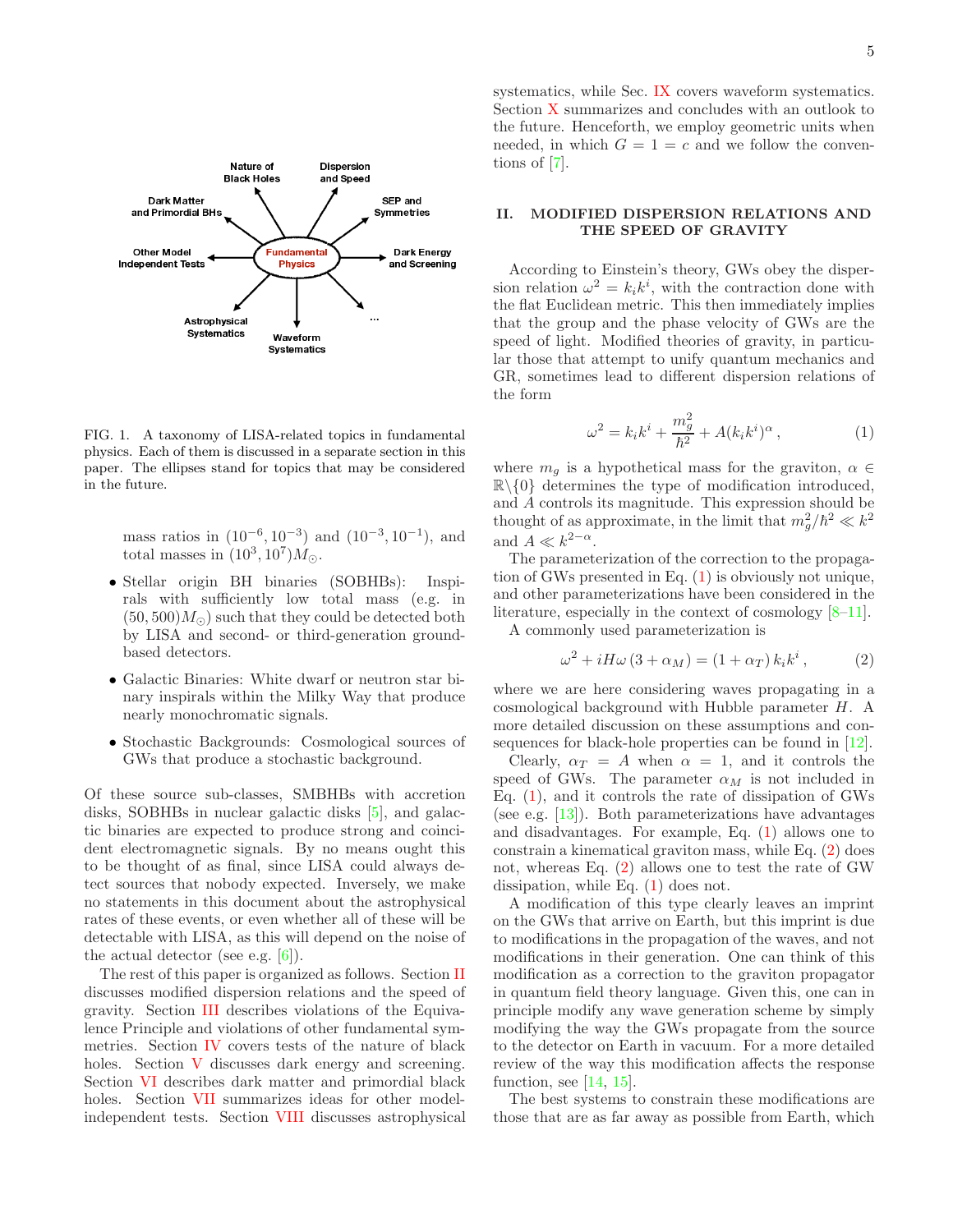FIG. 1. A taxonomy of LISA-related topics in fundamental physics. Each of them is discussed in a separate section in this paper. The ellipses stand for topics that may be considered in the future.

mass ratios in $(10^{-6}, 10^{-3})$ and $(10^{-3}, 10^{-1})$, and total masses in $(10^3, 10^7)M_\odot$.

- Stellar origin BH binaries (SOBHBs): Inspirals with sufficiently low total mass (e.g. in $(50, 500)M_\odot$) such that they could be detected both by LISA and second- or third-generation ground-based detectors.
- Galactic Binaries: White dwarf or neutron star binary inspirals within the Milky Way that produce nearly monochromatic signals.
- Stochastic Backgrounds: Cosmological sources of GWs that produce a stochastic background.

Of these source sub-classes, SMBHBs with accretion disks, SOBHBs in nuclear galactic disks [5], and galactic binaries are expected to produce strong and coincident electromagnetic signals. By no means ought this to be thought of as final, since LISA could always detect sources that nobody expected. Inversely, we make no statements in this document about the astrophysical rates of these events, or even whether all of these will be detectable with LISA, as this will depend on the noise of the actual detector (see e.g. [6]).

The rest of this paper is organized as follows. Section II discusses modified dispersion relations and the speed of gravity. Section III describes violations of the Equivalence Principle and violations of other fundamental symmetries. Section IV covers tests of the nature of black holes. Section V discusses dark energy and screening. Section VI describes dark matter and primordial black holes. Section VII summarizes ideas for other model-independent tests. Section VIII discusses astrophysical systematics, while Sec. IX covers waveform systematics. Section X summarizes and concludes with an outlook to the future. Henceforth, we employ geometric units when needed, in which $G = 1 = c$ and we follow the conventions of [7].

## II. MODIFIED DISPERSION RELATIONS AND THE SPEED OF GRAVITY

According to Einstein's theory, GWs obey the dispersion relation $\omega^2 = k_i k^i$, with the contraction done with the flat Euclidean metric. This then immediately implies that the group and the phase velocity of GWs are the speed of light. Modified theories of gravity, in particular those that attempt to unify quantum mechanics and GR, sometimes lead to different dispersion relations of the form

$$\omega^2 = k_i k^i + \frac{m_g^2}{\hbar^2} + A(k_i k^i)^\alpha \,, \tag{1}$$

where $m_g$ is a hypothetical mass for the graviton, $\alpha \in \mathbb{R}\backslash\{0\}$ determines the type of modification introduced, and $A$ controls its magnitude. This expression should be thought of as approximate, in the limit that $m_g^2/\hbar^2 \ll k^2$ and $A \ll k^{2-\alpha}$.

The parameterization of the correction to the propagation of GWs presented in Eq. (1) is obviously not unique, and other parameterizations have been considered in the literature, especially in the context of cosmology [8–11].

A commonly used parameterization is

$$\omega^2 + iH\omega\,(3 + \alpha_M) = (1 + \alpha_T)\, k_i k^i \,, \tag{2}$$

where we are here considering waves propagating in a cosmological background with Hubble parameter $H$. A more detailed discussion on these assumptions and consequences for black-hole properties can be found in [12].

Clearly, $\alpha_T = A$ when $\alpha = 1$, and it controls the speed of GWs. The parameter $\alpha_M$ is not included in Eq. (1), and it controls the rate of dissipation of GWs (see e.g. [13]). Both parameterizations have advantages and disadvantages. For example, Eq. (1) allows one to constrain a kinematical graviton mass, while Eq. (2) does not, whereas Eq. (2) allows one to test the rate of GW dissipation, while Eq. (1) does not.

A modification of this type clearly leaves an imprint on the GWs that arrive on Earth, but this imprint is due to modifications in the propagation of the waves, and not modifications in their generation. One can think of this modification as a correction to the graviton propagator in quantum field theory language. Given this, one can in principle modify any wave generation scheme by simply modifying the way the GWs propagate from the source to the detector on Earth in vacuum. For a more detailed review of the way this modification affects the response function, see [14, 15].

The best systems to constrain these modifications are those that are as far away as possible from Earth, which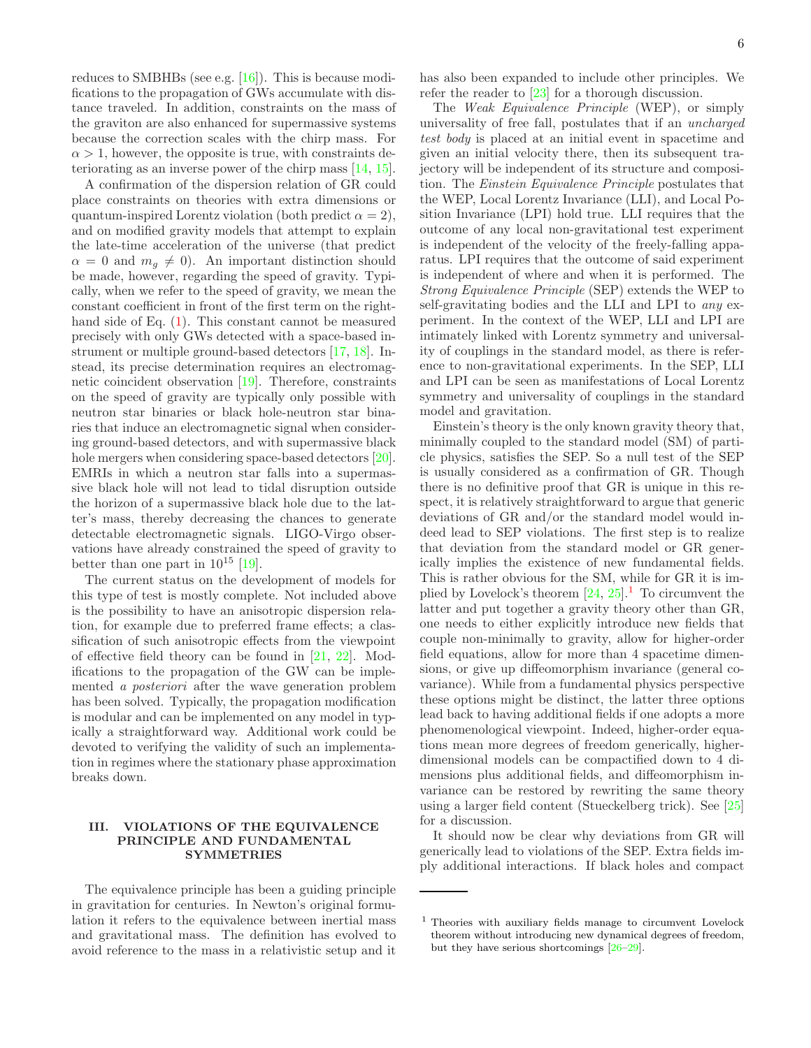reduces to SMBHBs (see e.g. [16]). This is because modifications to the propagation of GWs accumulate with distance traveled. In addition, constraints on the mass of the graviton are also enhanced for supermassive systems because the correction scales with the chirp mass. For $\alpha > 1$, however, the opposite is true, with constraints deteriorating as an inverse power of the chirp mass [14, 15].

A confirmation of the dispersion relation of GR could place constraints on theories with extra dimensions or quantum-inspired Lorentz violation (both predict $\alpha = 2$), and on modified gravity models that attempt to explain the late-time acceleration of the universe (that predict $\alpha = 0$ and $m_g \neq 0$). An important distinction should be made, however, regarding the speed of gravity. Typically, when we refer to the speed of gravity, we mean the constant coefficient in front of the first term on the right-hand side of Eq. (1). This constant cannot be measured precisely with only GWs detected with a space-based instrument or multiple ground-based detectors [17, 18]. Instead, its precise determination requires an electromagnetic coincident observation [19]. Therefore, constraints on the speed of gravity are typically only possible with neutron star binaries or black hole-neutron star binaries that induce an electromagnetic signal when considering ground-based detectors, and with supermassive black hole mergers when considering space-based detectors [20]. EMRIs in which a neutron star falls into a supermassive black hole will not lead to tidal disruption outside the horizon of a supermassive black hole due to the latter's mass, thereby decreasing the chances to generate detectable electromagnetic signals. LIGO-Virgo observations have already constrained the speed of gravity to better than one part in $10^{15}$ [19].

The current status on the development of models for this type of test is mostly complete. Not included above is the possibility to have an anisotropic dispersion relation, for example due to preferred frame effects; a classification of such anisotropic effects from the viewpoint of effective field theory can be found in [21, 22]. Modifications to the propagation of the GW can be implemented *a posteriori* after the wave generation problem has been solved. Typically, the propagation modification is modular and can be implemented on any model in typically a straightforward way. Additional work could be devoted to verifying the validity of such an implementation in regimes where the stationary phase approximation breaks down.

## III. VIOLATIONS OF THE EQUIVALENCE PRINCIPLE AND FUNDAMENTAL SYMMETRIES

The equivalence principle has been a guiding principle in gravitation for centuries. In Newton's original formulation it refers to the equivalence between inertial mass and gravitational mass. The definition has evolved to avoid reference to the mass in a relativistic setup and it has also been expanded to include other principles. We refer the reader to [23] for a thorough discussion.

The *Weak Equivalence Principle* (WEP), or simply universality of free fall, postulates that if an *uncharged test body* is placed at an initial event in spacetime and given an initial velocity there, then its subsequent trajectory will be independent of its structure and composition. The *Einstein Equivalence Principle* postulates that the WEP, Local Lorentz Invariance (LLI), and Local Position Invariance (LPI) hold true. LLI requires that the outcome of any local non-gravitational test experiment is independent of the velocity of the freely-falling apparatus. LPI requires that the outcome of said experiment is independent of where and when it is performed. The *Strong Equivalence Principle* (SEP) extends the WEP to self-gravitating bodies and the LLI and LPI to *any* experiment. In the context of the WEP, LLI and LPI are intimately linked with Lorentz symmetry and universality of couplings in the standard model, as there is reference to non-gravitational experiments. In the SEP, LLI and LPI can be seen as manifestations of Local Lorentz symmetry and universality of couplings in the standard model and gravitation.

Einstein's theory is the only known gravity theory that, minimally coupled to the standard model (SM) of particle physics, satisfies the SEP. So a null test of the SEP is usually considered as a confirmation of GR. Though there is no definitive proof that GR is unique in this respect, it is relatively straightforward to argue that generic deviations of GR and/or the standard model would indeed lead to SEP violations. The first step is to realize that deviation from the standard model or GR generically implies the existence of new fundamental fields. This is rather obvious for the SM, while for GR it is implied by Lovelock's theorem [24, 25].[1] To circumvent the latter and put together a gravity theory other than GR, one needs to either explicitly introduce new fields that couple non-minimally to gravity, allow for higher-order field equations, allow for more than 4 spacetime dimensions, or give up diffeomorphism invariance (general covariance). While from a fundamental physics perspective these options might be distinct, the latter three options lead back to having additional fields if one adopts a more phenomenological viewpoint. Indeed, higher-order equations mean more degrees of freedom generically, higher-dimensional models can be compactified down to 4 dimensions plus additional fields, and diffeomorphism invariance can be restored by rewriting the same theory using a larger field content (Stueckelberg trick). See [25] for a discussion.

It should now be clear why deviations from GR will generically lead to violations of the SEP. Extra fields imply additional interactions. If black holes and compact

[1] Theories with auxiliary fields manage to circumvent Lovelock theorem without introducing new dynamical degrees of freedom, but they have serious shortcomings [26–29].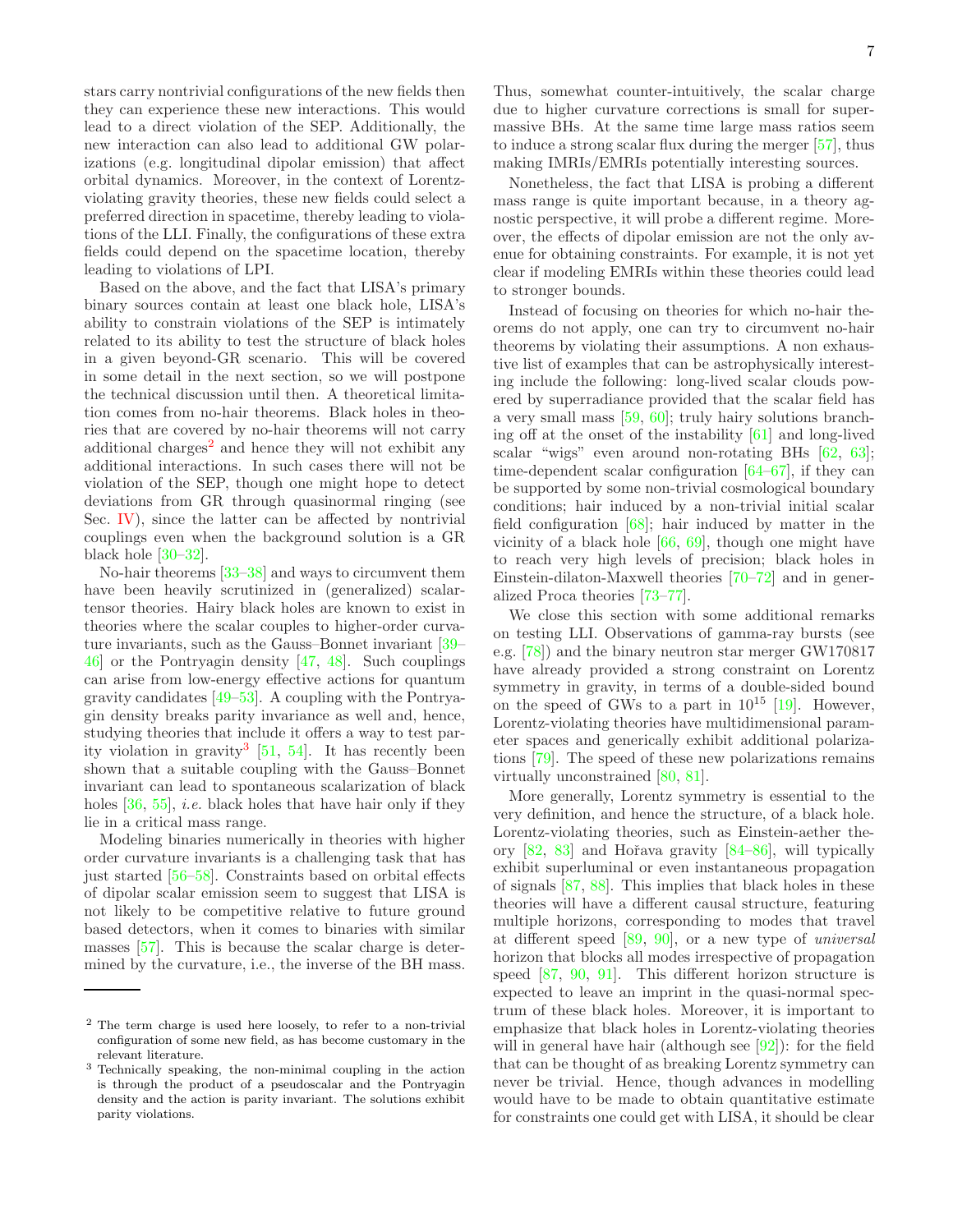stars carry nontrivial configurations of the new fields then they can experience these new interactions. This would lead to a direct violation of the SEP. Additionally, the new interaction can also lead to additional GW polarizations (e.g. longitudinal dipolar emission) that affect orbital dynamics. Moreover, in the context of Lorentz-violating gravity theories, these new fields could select a preferred direction in spacetime, thereby leading to violations of the LLI. Finally, the configurations of these extra fields could depend on the spacetime location, thereby leading to violations of LPI.

Based on the above, and the fact that LISA's primary binary sources contain at least one black hole, LISA's ability to constrain violations of the SEP is intimately related to its ability to test the structure of black holes in a given beyond-GR scenario. This will be covered in some detail in the next section, so we will postpone the technical discussion until then. A theoretical limitation comes from no-hair theorems. Black holes in theories that are covered by no-hair theorems will not carry additional charges[2] and hence they will not exhibit any additional interactions. In such cases there will not be violation of the SEP, though one might hope to detect deviations from GR through quasinormal ringing (see Sec. IV), since the latter can be affected by nontrivial couplings even when the background solution is a GR black hole [30–32].

No-hair theorems [33–38] and ways to circumvent them have been heavily scrutinized in (generalized) scalar-tensor theories. Hairy black holes are known to exist in theories where the scalar couples to higher-order curvature invariants, such as the Gauss–Bonnet invariant [39–46] or the Pontryagin density [47, 48]. Such couplings can arise from low-energy effective actions for quantum gravity candidates [49–53]. A coupling with the Pontryagin density breaks parity invariance as well and, hence, studying theories that include it offers a way to test parity violation in gravity[3] [51, 54]. It has recently been shown that a suitable coupling with the Gauss–Bonnet invariant can lead to spontaneous scalarization of black holes [36, 55], *i.e.* black holes that have hair only if they lie in a critical mass range.

Modeling binaries numerically in theories with higher order curvature invariants is a challenging task that has just started [56–58]. Constraints based on orbital effects of dipolar scalar emission seem to suggest that LISA is not likely to be competitive relative to future ground based detectors, when it comes to binaries with similar masses [57]. This is because the scalar charge is determined by the curvature, i.e., the inverse of the BH mass. Thus, somewhat counter-intuitively, the scalar charge due to higher curvature corrections is small for supermassive BHs. At the same time large mass ratios seem to induce a strong scalar flux during the merger [57], thus making IMRIs/EMRIs potentially interesting sources.

Nonetheless, the fact that LISA is probing a different mass range is quite important because, in a theory agnostic perspective, it will probe a different regime. Moreover, the effects of dipolar emission are not the only avenue for obtaining constraints. For example, it is not yet clear if modeling EMRIs within these theories could lead to stronger bounds.

Instead of focusing on theories for which no-hair theorems do not apply, one can try to circumvent no-hair theorems by violating their assumptions. A non exhaustive list of examples that can be astrophysically interesting include the following: long-lived scalar clouds powered by superradiance provided that the scalar field has a very small mass [59, 60]; truly hairy solutions branching off at the onset of the instability [61] and long-lived scalar "wigs" even around non-rotating BHs [62, 63]; time-dependent scalar configuration [64–67], if they can be supported by some non-trivial cosmological boundary conditions; hair induced by a non-trivial initial scalar field configuration [68]; hair induced by matter in the vicinity of a black hole [66, 69], though one might have to reach very high levels of precision; black holes in Einstein-dilaton-Maxwell theories [70–72] and in generalized Proca theories [73–77].

We close this section with some additional remarks on testing LLI. Observations of gamma-ray bursts (see e.g. [78]) and the binary neutron star merger GW170817 have already provided a strong constraint on Lorentz symmetry in gravity, in terms of a double-sided bound on the speed of GWs to a part in $10^{15}$ [19]. However, Lorentz-violating theories have multidimensional parameter spaces and generically exhibit additional polarizations [79]. The speed of these new polarizations remains virtually unconstrained [80, 81].

More generally, Lorentz symmetry is essential to the very definition, and hence the structure, of a black hole. Lorentz-violating theories, such as Einstein-aether theory [82, 83] and Hořava gravity [84–86], will typically exhibit superluminal or even instantaneous propagation of signals [87, 88]. This implies that black holes in these theories will have a different causal structure, featuring multiple horizons, corresponding to modes that travel at different speed [89, 90], or a new type of *universal* horizon that blocks all modes irrespective of propagation speed [87, 90, 91]. This different horizon structure is expected to leave an imprint in the quasi-normal spectrum of these black holes. Moreover, it is important to emphasize that black holes in Lorentz-violating theories will in general have hair (although see [92]): for the field that can be thought of as breaking Lorentz symmetry can never be trivial. Hence, though advances in modelling would have to be made to obtain quantitative estimate for constraints one could get with LISA, it should be clear

---

[2] The term charge is used here loosely, to refer to a non-trivial configuration of some new field, as has become customary in the relevant literature.

[3] Technically speaking, the non-minimal coupling in the action is through the product of a pseudoscalar and the Pontryagin density and the action is parity invariant. The solutions exhibit parity violations.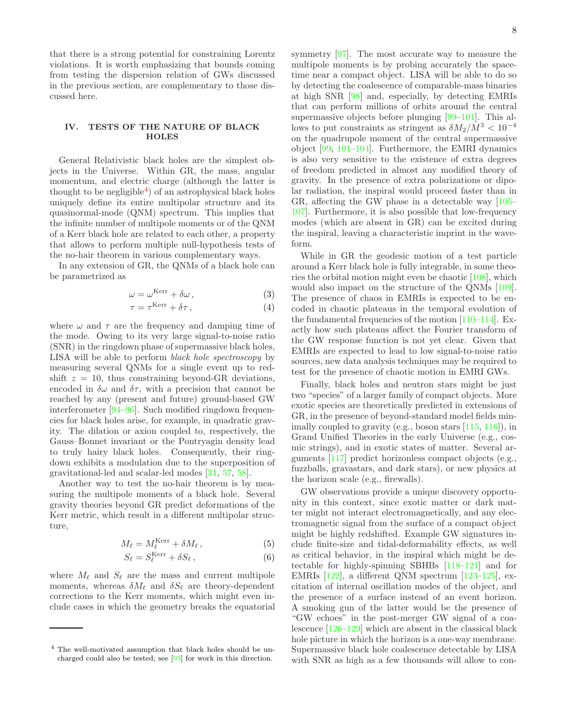that there is a strong potential for constraining Lorentz violations. It is worth emphasizing that bounds coming from testing the dispersion relation of GWs discussed in the previous section, are complementary to those discussed here.

## IV. TESTS OF THE NATURE OF BLACK HOLES

General Relativistic black holes are the simplest objects in the Universe. Within GR, the mass, angular momentum, and electric charge (although the latter is thought to be negligible[4]) of an astrophysical black holes uniquely define its entire multipolar structure and its quasinormal-mode (QNM) spectrum. This implies that the infinite number of multipole moments or of the QNM of a Kerr black hole are related to each other, a property that allows to perform multiple null-hypothesis tests of the no-hair theorem in various complementary ways.

In any extension of GR, the QNMs of a black hole can be parametrized as

$$\omega = \omega^{\rm Kerr} + \delta\omega\,, \tag{3}$$

$$\tau = \tau^{\rm Kerr} + \delta\tau\,, \tag{4}$$

where $\omega$ and $\tau$ are the frequency and damping time of the mode. Owing to its very large signal-to-noise ratio (SNR) in the ringdown phase of supermassive black holes, LISA will be able to perform *black hole spectroscopy* by measuring several QNMs for a single event up to redshift $z = 10$, thus constraining beyond-GR deviations, encoded in $\delta\omega$ and $\delta\tau$, with a precision that cannot be reached by any (present and future) ground-based GW interferometer [94–96]. Such modified ringdown frequencies for black holes arise, for example, in quadratic gravity. The dilation or axion coupled to, respectively, the Gauss–Bonnet invariant or the Pontryagin density lead to truly hairy black holes. Consequently, their ringdown exhibits a modulation due to the superposition of gravitational-led and scalar-led modes [31, 57, 58].

Another way to test the no-hair theorem is by measuring the multipole moments of a black hole. Several gravity theories beyond GR predict deformations of the Kerr metric, which result in a different multipolar structure,

$$M_\ell = M_\ell^{\rm Kerr} + \delta M_\ell\,, \tag{5}$$

$$S_\ell = S_\ell^{\rm Kerr} + \delta S_\ell\,, \tag{6}$$

where $M_\ell$ and $S_\ell$ are the mass and current multipole moments, whereas $\delta M_\ell$ and $\delta S_\ell$ are theory-dependent corrections to the Kerr moments, which might even include cases in which the geometry breaks the equatorial symmetry [97]. The most accurate way to measure the multipole moments is by probing accurately the spacetime near a compact object. LISA will be able to do so by detecting the coalescence of comparable-mass binaries at high SNR [98] and, especially, by detecting EMRIs that can perform millions of orbits around the central supermassive objects before plunging [99–101]. This allows to put constraints as stringent as $\delta M_2/M^3 < 10^{-4}$ on the quadrupole moment of the central supermassive object [99, 101–104]. Furthermore, the EMRI dynamics is also very sensitive to the existence of extra degrees of freedom predicted in almost any modified theory of gravity. In the presence of extra polarizations or dipolar radiation, the inspiral would proceed faster than in GR, affecting the GW phase in a detectable way [105–107]. Furthermore, it is also possible that low-frequency modes (which are absent in GR) can be excited during the inspiral, leaving a characteristic imprint in the waveform.

While in GR the geodesic motion of a test particle around a Kerr black hole is fully integrable, in some theories the orbital motion might even be chaotic [108], which would also impact on the structure of the QNMs [109]. The presence of chaos in EMRIs is expected to be encoded in chaotic plateaus in the temporal evolution of the fundamental frequencies of the motion [110–114]. Exactly how such plateaus affect the Fourier transform of the GW response function is not yet clear. Given that EMRIs are expected to lead to low signal-to-noise ratio sources, new data analysis techniques may be required to test for the presence of chaotic motion in EMRI GWs.

Finally, black holes and neutron stars might be just two "species" of a larger family of compact objects. More exotic species are theoretically predicted in extensions of GR, in the presence of beyond-standard model fields minimally coupled to gravity (e.g., boson stars [115, 116]), in Grand Unified Theories in the early Universe (e.g., cosmic strings), and in exotic states of matter. Several arguments [117] predict horizonless compact objects (e.g., fuzzballs, gravastars, and dark stars), or new physics at the horizon scale (e.g., firewalls).

GW observations provide a unique discovery opportunity in this context, since exotic matter or dark matter might not interact electromagnetically, and any electromagnetic signal from the surface of a compact object might be highly redshifted. Example GW signatures include finite-size and tidal-deformability effects, as well as critical behavior, in the inspiral which might be detectable for highly-spinning SBHBs [118–121] and for EMRIs [122], a different QNM spectrum [123–125], excitation of internal oscillation modes of the object, and the presence of a surface instead of an event horizon. A smoking gun of the latter would be the presence of "GW echoes" in the post-merger GW signal of a coalescence [126–129] which are absent in the classical black hole picture in which the horizon is a one-way membrane. Supermassive black hole coalescence detectable by LISA with SNR as high as a few thousands will allow to con-

[4] The well-motivated assumption that black holes should be uncharged could also be tested; see [93] for work in this direction.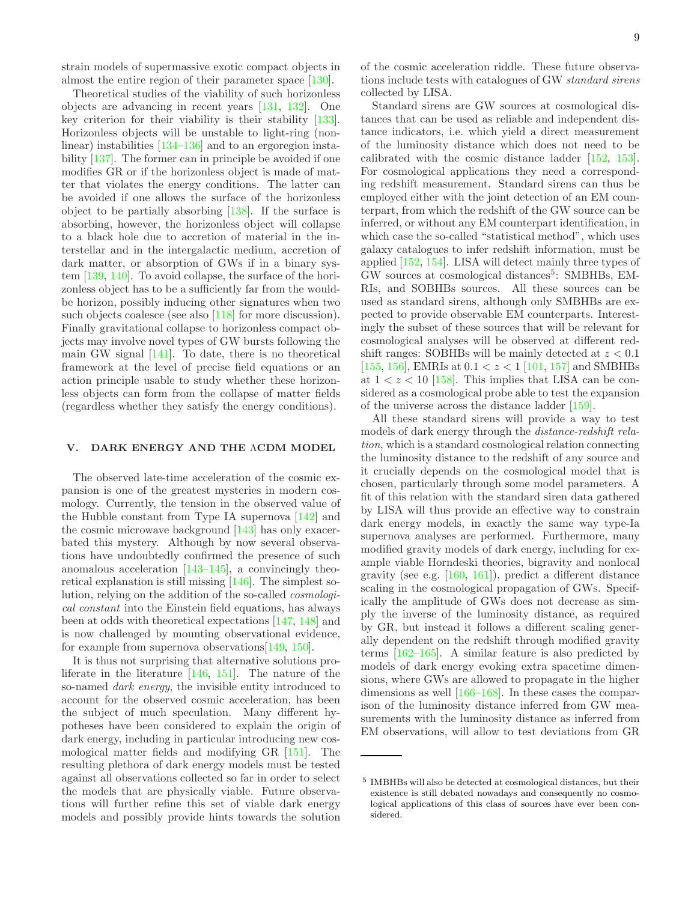strain models of supermassive exotic compact objects in almost the entire region of their parameter space [130].

Theoretical studies of the viability of such horizonless objects are advancing in recent years [131, 132]. One key criterion for their viability is their stability [133]. Horizonless objects will be unstable to light-ring (nonlinear) instabilities [134–136] and to an ergoregion instability [137]. The former can in principle be avoided if one modifies GR or if the horizonless object is made of matter that violates the energy conditions. The latter can be avoided if one allows the surface of the horizonless object to be partially absorbing [138]. If the surface is absorbing, however, the horizonless object will collapse to a black hole due to accretion of material in the interstellar and in the intergalactic medium, accretion of dark matter, or absorption of GWs if in a binary system [139, 140]. To avoid collapse, the surface of the horizonless object has to be a sufficiently far from the would-be horizon, possibly inducing other signatures when two such objects coalesce (see also [118] for more discussion). Finally gravitational collapse to horizonless compact objects may involve novel types of GW bursts following the main GW signal [141]. To date, there is no theoretical framework at the level of precise field equations or an action principle usable to study whether these horizonless objects can form from the collapse of matter fields (regardless whether they satisfy the energy conditions).

## V. DARK ENERGY AND THE ΛCDM MODEL

The observed late-time acceleration of the cosmic expansion is one of the greatest mysteries in modern cosmology. Currently, the tension in the observed value of the Hubble constant from Type IA supernova [142] and the cosmic microwave background [143] has only exacerbated this mystery. Although by now several observations have undoubtedly confirmed the presence of such anomalous acceleration [143–145], a convincingly theoretical explanation is still missing [146]. The simplest solution, relying on the addition of the so-called *cosmological constant* into the Einstein field equations, has always been at odds with theoretical expectations [147, 148] and is now challenged by mounting observational evidence, for example from supernova observations[149, 150].

It is thus not surprising that alternative solutions proliferate in the literature [146, 151]. The nature of the so-named *dark energy*, the invisible entity introduced to account for the observed cosmic acceleration, has been the subject of much speculation. Many different hypotheses have been considered to explain the origin of dark energy, including in particular introducing new cosmological matter fields and modifying GR [151]. The resulting plethora of dark energy models must be tested against all observations collected so far in order to select the models that are physically viable. Future observations will further refine this set of viable dark energy models and possibly provide hints towards the solution of the cosmic acceleration riddle. These future observations include tests with catalogues of GW *standard sirens* collected by LISA.

Standard sirens are GW sources at cosmological distances that can be used as reliable and independent distance indicators, i.e. which yield a direct measurement of the luminosity distance which does not need to be calibrated with the cosmic distance ladder [152, 153]. For cosmological applications they need a corresponding redshift measurement. Standard sirens can thus be employed either with the joint detection of an EM counterpart, from which the redshift of the GW source can be inferred, or without any EM counterpart identification, in which case the so-called "statistical method", which uses galaxy catalogues to infer redshift information, must be applied [152, 154]. LISA will detect mainly three types of GW sources at cosmological distances[5]: SMBHBs, EMRIs, and SOBHBs sources. All these sources can be used as standard sirens, although only SMBHBs are expected to provide observable EM counterparts. Interestingly the subset of these sources that will be relevant for cosmological analyses will be observed at different redshift ranges: SOBHBs will be mainly detected at $z < 0.1$ [155, 156], EMRIs at $0.1 < z < 1$ [101, 157] and SMBHBs at $1 < z < 10$ [158]. This implies that LISA can be considered as a cosmological probe able to test the expansion of the universe across the distance ladder [159].

All these standard sirens will provide a way to test models of dark energy through the *distance-redshift relation*, which is a standard cosmological relation connecting the luminosity distance to the redshift of any source and it crucially depends on the cosmological model that is chosen, particularly through some model parameters. A fit of this relation with the standard siren data gathered by LISA will thus provide an effective way to constrain dark energy models, in exactly the same way type-Ia supernova analyses are performed. Furthermore, many modified gravity models of dark energy, including for example viable Horndeski theories, bigravity and nonlocal gravity (see e.g. [160, 161]), predict a different distance scaling in the cosmological propagation of GWs. Specifically the amplitude of GWs does not decrease as simply the inverse of the luminosity distance, as required by GR, but instead it follows a different scaling generally dependent on the redshift through modified gravity terms [162–165]. A similar feature is also predicted by models of dark energy evoking extra spacetime dimensions, where GWs are allowed to propagate in the higher dimensions as well [166–168]. In these cases the comparison of the luminosity distance inferred from GW measurements with the luminosity distance as inferred from EM observations, will allow to test deviations from GR

[5] IMBHBs will also be detected at cosmological distances, but their existence is still debated nowadays and consequently no cosmological applications of this class of sources have ever been considered.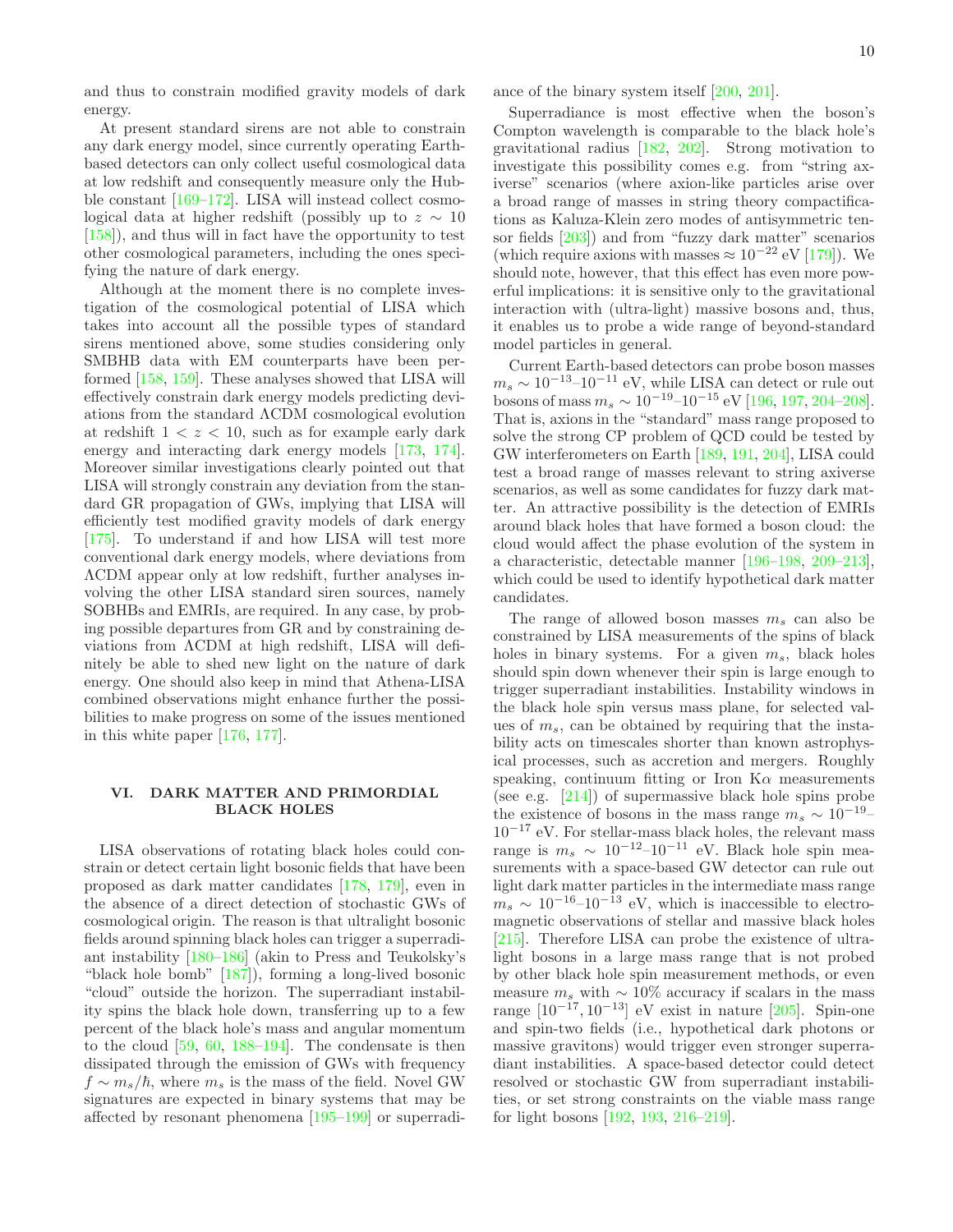and thus to constrain modified gravity models of dark energy.

At present standard sirens are not able to constrain any dark energy model, since currently operating Earth-based detectors can only collect useful cosmological data at low redshift and consequently measure only the Hubble constant [169–172]. LISA will instead collect cosmological data at higher redshift (possibly up to $z \sim 10$ [158]), and thus will in fact have the opportunity to test other cosmological parameters, including the ones specifying the nature of dark energy.

Although at the moment there is no complete investigation of the cosmological potential of LISA which takes into account all the possible types of standard sirens mentioned above, some studies considering only SMBHB data with EM counterparts have been performed [158, 159]. These analyses showed that LISA will effectively constrain dark energy models predicting deviations from the standard ΛCDM cosmological evolution at redshift $1 < z < 10$, such as for example early dark energy and interacting dark energy models [173, 174]. Moreover similar investigations clearly pointed out that LISA will strongly constrain any deviation from the standard GR propagation of GWs, implying that LISA will efficiently test modified gravity models of dark energy [175]. To understand if and how LISA will test more conventional dark energy models, where deviations from ΛCDM appear only at low redshift, further analyses involving the other LISA standard siren sources, namely SOBHBs and EMRIs, are required. In any case, by probing possible departures from GR and by constraining deviations from ΛCDM at high redshift, LISA will definitely be able to shed new light on the nature of dark energy. One should also keep in mind that Athena-LISA combined observations might enhance further the possibilities to make progress on some of the issues mentioned in this white paper [176, 177].

## VI. DARK MATTER AND PRIMORDIAL BLACK HOLES

LISA observations of rotating black holes could constrain or detect certain light bosonic fields that have been proposed as dark matter candidates [178, 179], even in the absence of a direct detection of stochastic GWs of cosmological origin. The reason is that ultralight bosonic fields around spinning black holes can trigger a superradiant instability [180–186] (akin to Press and Teukolsky's "black hole bomb" [187]), forming a long-lived bosonic "cloud" outside the horizon. The superradiant instability spins the black hole down, transferring up to a few percent of the black hole's mass and angular momentum to the cloud [59, 60, 188–194]. The condensate is then dissipated through the emission of GWs with frequency $f \sim m_s/\hbar$, where $m_s$ is the mass of the field. Novel GW signatures are expected in binary systems that may be affected by resonant phenomena [195–199] or superradiance of the binary system itself [200, 201].

Superradiance is most effective when the boson's Compton wavelength is comparable to the black hole's gravitational radius [182, 202]. Strong motivation to investigate this possibility comes e.g. from "string axiverse" scenarios (where axion-like particles arise over a broad range of masses in string theory compactifications as Kaluza-Klein zero modes of antisymmetric tensor fields [203]) and from "fuzzy dark matter" scenarios (which require axions with masses $\approx 10^{-22}$ eV [179]). We should note, however, that this effect has even more powerful implications: it is sensitive only to the gravitational interaction with (ultra-light) massive bosons and, thus, it enables us to probe a wide range of beyond-standard model particles in general.

Current Earth-based detectors can probe boson masses $m_s \sim 10^{-13}$–$10^{-11}$ eV, while LISA can detect or rule out bosons of mass $m_s \sim 10^{-19}$–$10^{-15}$ eV [196, 197, 204–208]. That is, axions in the "standard" mass range proposed to solve the strong CP problem of QCD could be tested by GW interferometers on Earth [189, 191, 204], LISA could test a broad range of masses relevant to string axiverse scenarios, as well as some candidates for fuzzy dark matter. An attractive possibility is the detection of EMRIs around black holes that have formed a boson cloud: the cloud would affect the phase evolution of the system in a characteristic, detectable manner [196–198, 209–213], which could be used to identify hypothetical dark matter candidates.

The range of allowed boson masses $m_s$ can also be constrained by LISA measurements of the spins of black holes in binary systems. For a given $m_s$, black holes should spin down whenever their spin is large enough to trigger superradiant instabilities. Instability windows in the black hole spin versus mass plane, for selected values of $m_s$, can be obtained by requiring that the instability acts on timescales shorter than known astrophysical processes, such as accretion and mergers. Roughly speaking, continuum fitting or Iron Kα measurements (see e.g. [214]) of supermassive black hole spins probe the existence of bosons in the mass range $m_s \sim 10^{-19}$–$10^{-17}$ eV. For stellar-mass black holes, the relevant mass range is $m_s \sim 10^{-12}$–$10^{-11}$ eV. Black hole spin measurements with a space-based GW detector can rule out light dark matter particles in the intermediate mass range $m_s \sim 10^{-16}$–$10^{-13}$ eV, which is inaccessible to electromagnetic observations of stellar and massive black holes [215]. Therefore LISA can probe the existence of ultra-light bosons in a large mass range that is not probed by other black hole spin measurement methods, or even measure $m_s$ with $\sim 10\%$ accuracy if scalars in the mass range $[10^{-17}, 10^{-13}]$ eV exist in nature [205]. Spin-one and spin-two fields (i.e., hypothetical dark photons or massive gravitons) would trigger even stronger superradiant instabilities. A space-based detector could detect resolved or stochastic GW from superradiant instabilities, or set strong constraints on the viable mass range for light bosons [192, 193, 216–219].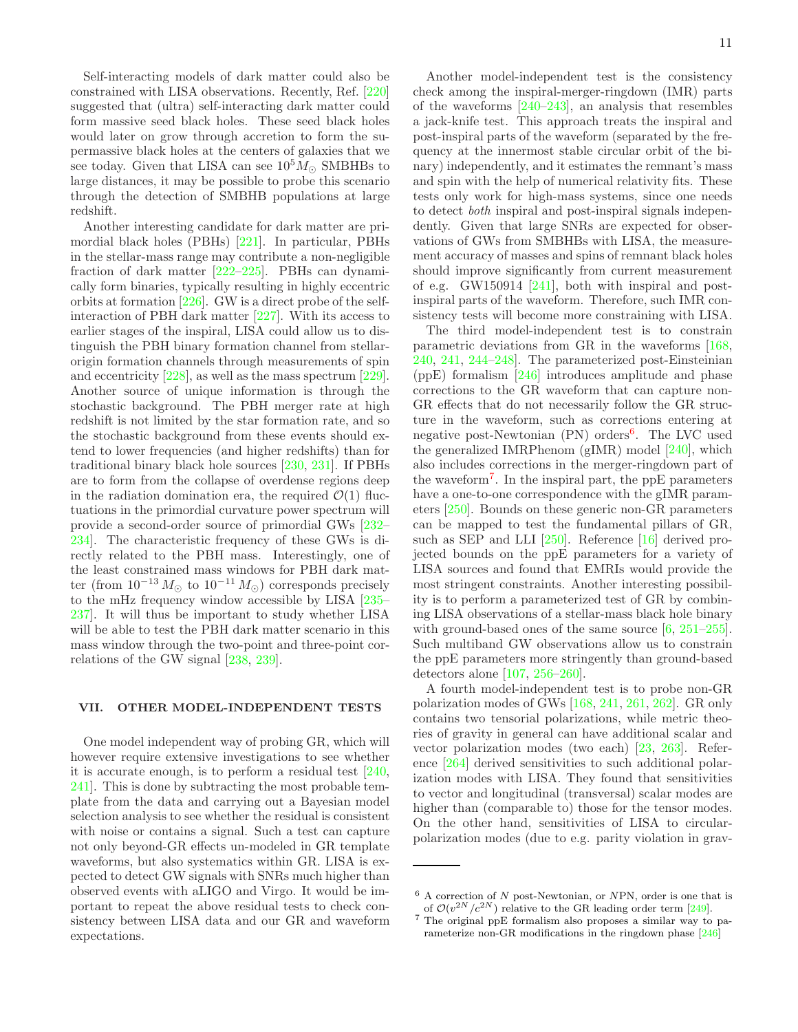Self-interacting models of dark matter could also be constrained with LISA observations. Recently, Ref. [220] suggested that (ultra) self-interacting dark matter could form massive seed black holes. These seed black holes would later on grow through accretion to form the supermassive black holes at the centers of galaxies that we see today. Given that LISA can see $10^5 M_\odot$ SMBHBs to large distances, it may be possible to probe this scenario through the detection of SMBHB populations at large redshift.

Another interesting candidate for dark matter are primordial black holes (PBHs) [221]. In particular, PBHs in the stellar-mass range may contribute a non-negligible fraction of dark matter [222–225]. PBHs can dynamically form binaries, typically resulting in highly eccentric orbits at formation [226]. GW is a direct probe of the self-interaction of PBH dark matter [227]. With its access to earlier stages of the inspiral, LISA could allow us to distinguish the PBH binary formation channel from stellar-origin formation channels through measurements of spin and eccentricity [228], as well as the mass spectrum [229]. Another source of unique information is through the stochastic background. The PBH merger rate at high redshift is not limited by the star formation rate, and so the stochastic background from these events should extend to lower frequencies (and higher redshifts) than for traditional binary black hole sources [230, 231]. If PBHs are to form from the collapse of overdense regions deep in the radiation domination era, the required $\mathcal{O}(1)$ fluctuations in the primordial curvature power spectrum will provide a second-order source of primordial GWs [232–234]. The characteristic frequency of these GWs is directly related to the PBH mass. Interestingly, one of the least constrained mass windows for PBH dark matter (from $10^{-13}\,M_\odot$ to $10^{-11}\,M_\odot$) corresponds precisely to the mHz frequency window accessible by LISA [235–237]. It will thus be important to study whether LISA will be able to test the PBH dark matter scenario in this mass window through the two-point and three-point correlations of the GW signal [238, 239].

## VII. OTHER MODEL-INDEPENDENT TESTS

One model independent way of probing GR, which will however require extensive investigations to see whether it is accurate enough, is to perform a residual test [240, 241]. This is done by subtracting the most probable template from the data and carrying out a Bayesian model selection analysis to see whether the residual is consistent with noise or contains a signal. Such a test can capture not only beyond-GR effects un-modeled in GR template waveforms, but also systematics within GR. LISA is expected to detect GW signals with SNRs much higher than observed events with aLIGO and Virgo. It would be important to repeat the above residual tests to check consistency between LISA data and our GR and waveform expectations.

Another model-independent test is the consistency check among the inspiral-merger-ringdown (IMR) parts of the waveforms [240–243], an analysis that resembles a jack-knife test. This approach treats the inspiral and post-inspiral parts of the waveform (separated by the frequency at the innermost stable circular orbit of the binary) independently, and it estimates the remnant's mass and spin with the help of numerical relativity fits. These tests only work for high-mass systems, since one needs to detect *both* inspiral and post-inspiral signals independently. Given that large SNRs are expected for observations of GWs from SMBHBs with LISA, the measurement accuracy of masses and spins of remnant black holes should improve significantly from current measurement of e.g. GW150914 [241], both with inspiral and post-inspiral parts of the waveform. Therefore, such IMR consistency tests will become more constraining with LISA.

The third model-independent test is to constrain parametric deviations from GR in the waveforms [168, 240, 241, 244–248]. The parameterized post-Einsteinian (ppE) formalism [246] introduces amplitude and phase corrections to the GR waveform that can capture non-GR effects that do not necessarily follow the GR structure in the waveform, such as corrections entering at negative post-Newtonian (PN) orders[6]. The LVC used the generalized IMRPhenom (gIMR) model [240], which also includes corrections in the merger-ringdown part of the waveform[7]. In the inspiral part, the ppE parameters have a one-to-one correspondence with the gIMR parameters [250]. Bounds on these generic non-GR parameters can be mapped to test the fundamental pillars of GR, such as SEP and LLI [250]. Reference [16] derived projected bounds on the ppE parameters for a variety of LISA sources and found that EMRIs would provide the most stringent constraints. Another interesting possibility is to perform a parameterized test of GR by combining LISA observations of a stellar-mass black hole binary with ground-based ones of the same source [6, 251–255]. Such multiband GW observations allow us to constrain the ppE parameters more stringently than ground-based detectors alone [107, 256–260].

A fourth model-independent test is to probe non-GR polarization modes of GWs [168, 241, 261, 262]. GR only contains two tensorial polarizations, while metric theories of gravity in general can have additional scalar and vector polarization modes (two each) [23, 263]. Reference [264] derived sensitivities to such additional polarization modes with LISA. They found that sensitivities to vector and longitudinal (transversal) scalar modes are higher than (comparable to) those for the tensor modes. On the other hand, sensitivities of LISA to circular-polarization modes (due to e.g. parity violation in grav-

---

[6] A correction of $N$ post-Newtonian, or $N$PN, order is one that is of $\mathcal{O}(v^{2N}/c^{2N})$ relative to the GR leading order term [249].

[7] The original ppE formalism also proposes a similar way to parameterize non-GR modifications in the ringdown phase [246]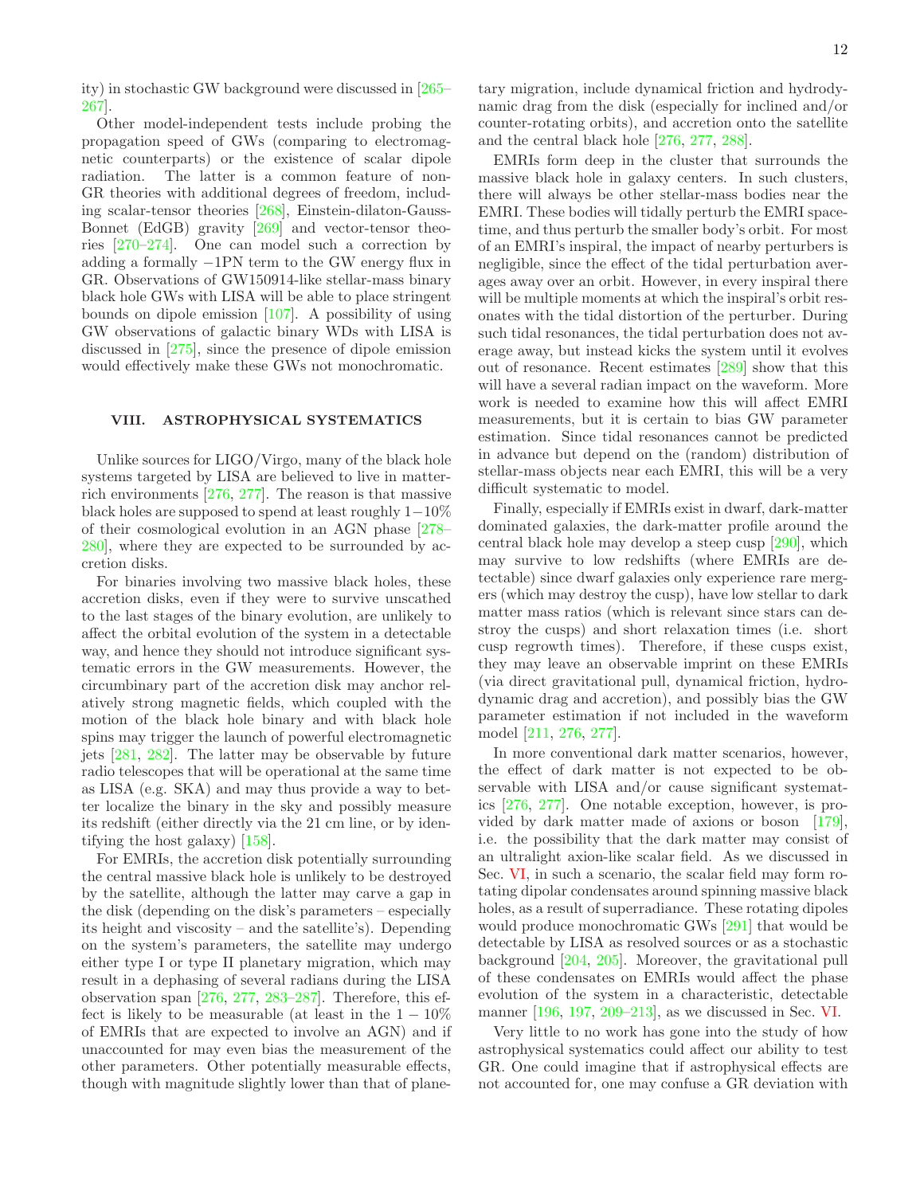ity) in stochastic GW background were discussed in [265–267].

Other model-independent tests include probing the propagation speed of GWs (comparing to electromagnetic counterparts) or the existence of scalar dipole radiation. The latter is a common feature of non-GR theories with additional degrees of freedom, including scalar-tensor theories [268], Einstein-dilaton-Gauss-Bonnet (EdGB) gravity [269] and vector-tensor theories [270–274]. One can model such a correction by adding a formally $-1$PN term to the GW energy flux in GR. Observations of GW150914-like stellar-mass binary black hole GWs with LISA will be able to place stringent bounds on dipole emission [107]. A possibility of using GW observations of galactic binary WDs with LISA is discussed in [275], since the presence of dipole emission would effectively make these GWs not monochromatic.

## VIII. ASTROPHYSICAL SYSTEMATICS

Unlike sources for LIGO/Virgo, many of the black hole systems targeted by LISA are believed to live in matter-rich environments [276, 277]. The reason is that massive black holes are supposed to spend at least roughly $1-10\%$ of their cosmological evolution in an AGN phase [278–280], where they are expected to be surrounded by accretion disks.

For binaries involving two massive black holes, these accretion disks, even if they were to survive unscathed to the last stages of the binary evolution, are unlikely to affect the orbital evolution of the system in a detectable way, and hence they should not introduce significant systematic errors in the GW measurements. However, the circumbinary part of the accretion disk may anchor relatively strong magnetic fields, which coupled with the motion of the black hole binary and with black hole spins may trigger the launch of powerful electromagnetic jets [281, 282]. The latter may be observable by future radio telescopes that will be operational at the same time as LISA (e.g. SKA) and may thus provide a way to better localize the binary in the sky and possibly measure its redshift (either directly via the 21 cm line, or by identifying the host galaxy) [158].

For EMRIs, the accretion disk potentially surrounding the central massive black hole is unlikely to be destroyed by the satellite, although the latter may carve a gap in the disk (depending on the disk's parameters – especially its height and viscosity – and the satellite's). Depending on the system's parameters, the satellite may undergo either type I or type II planetary migration, which may result in a dephasing of several radians during the LISA observation span [276, 277, 283–287]. Therefore, this effect is likely to be measurable (at least in the $1-10\%$ of EMRIs that are expected to involve an AGN) and if unaccounted for may even bias the measurement of the other parameters. Other potentially measurable effects, though with magnitude slightly lower than that of planetary migration, include dynamical friction and hydrodynamic drag from the disk (especially for inclined and/or counter-rotating orbits), and accretion onto the satellite and the central black hole [276, 277, 288].

EMRIs form deep in the cluster that surrounds the massive black hole in galaxy centers. In such clusters, there will always be other stellar-mass bodies near the EMRI. These bodies will tidally perturb the EMRI spacetime, and thus perturb the smaller body's orbit. For most of an EMRI's inspiral, the impact of nearby perturbers is negligible, since the effect of the tidal perturbation averages away over an orbit. However, in every inspiral there will be multiple moments at which the inspiral's orbit resonates with the tidal distortion of the perturber. During such tidal resonances, the tidal perturbation does not average away, but instead kicks the system until it evolves out of resonance. Recent estimates [289] show that this will have a several radian impact on the waveform. More work is needed to examine how this will affect EMRI measurements, but it is certain to bias GW parameter estimation. Since tidal resonances cannot be predicted in advance but depend on the (random) distribution of stellar-mass objects near each EMRI, this will be a very difficult systematic to model.

Finally, especially if EMRIs exist in dwarf, dark-matter dominated galaxies, the dark-matter profile around the central black hole may develop a steep cusp [290], which may survive to low redshifts (where EMRIs are detectable) since dwarf galaxies only experience rare mergers (which may destroy the cusp), have low stellar to dark matter mass ratios (which is relevant since stars can destroy the cusps) and short relaxation times (i.e. short cusp regrowth times). Therefore, if these cusps exist, they may leave an observable imprint on these EMRIs (via direct gravitational pull, dynamical friction, hydrodynamic drag and accretion), and possibly bias the GW parameter estimation if not included in the waveform model [211, 276, 277].

In more conventional dark matter scenarios, however, the effect of dark matter is not expected to be observable with LISA and/or cause significant systematics [276, 277]. One notable exception, however, is provided by dark matter made of axions or boson [179], i.e. the possibility that the dark matter may consist of an ultralight axion-like scalar field. As we discussed in Sec. VI, in such a scenario, the scalar field may form rotating dipolar condensates around spinning massive black holes, as a result of superradiance. These rotating dipoles would produce monochromatic GWs [291] that would be detectable by LISA as resolved sources or as a stochastic background [204, 205]. Moreover, the gravitational pull of these condensates on EMRIs would affect the phase evolution of the system in a characteristic, detectable manner [196, 197, 209–213], as we discussed in Sec. VI.

Very little to no work has gone into the study of how astrophysical systematics could affect our ability to test GR. One could imagine that if astrophysical effects are not accounted for, one may confuse a GR deviation with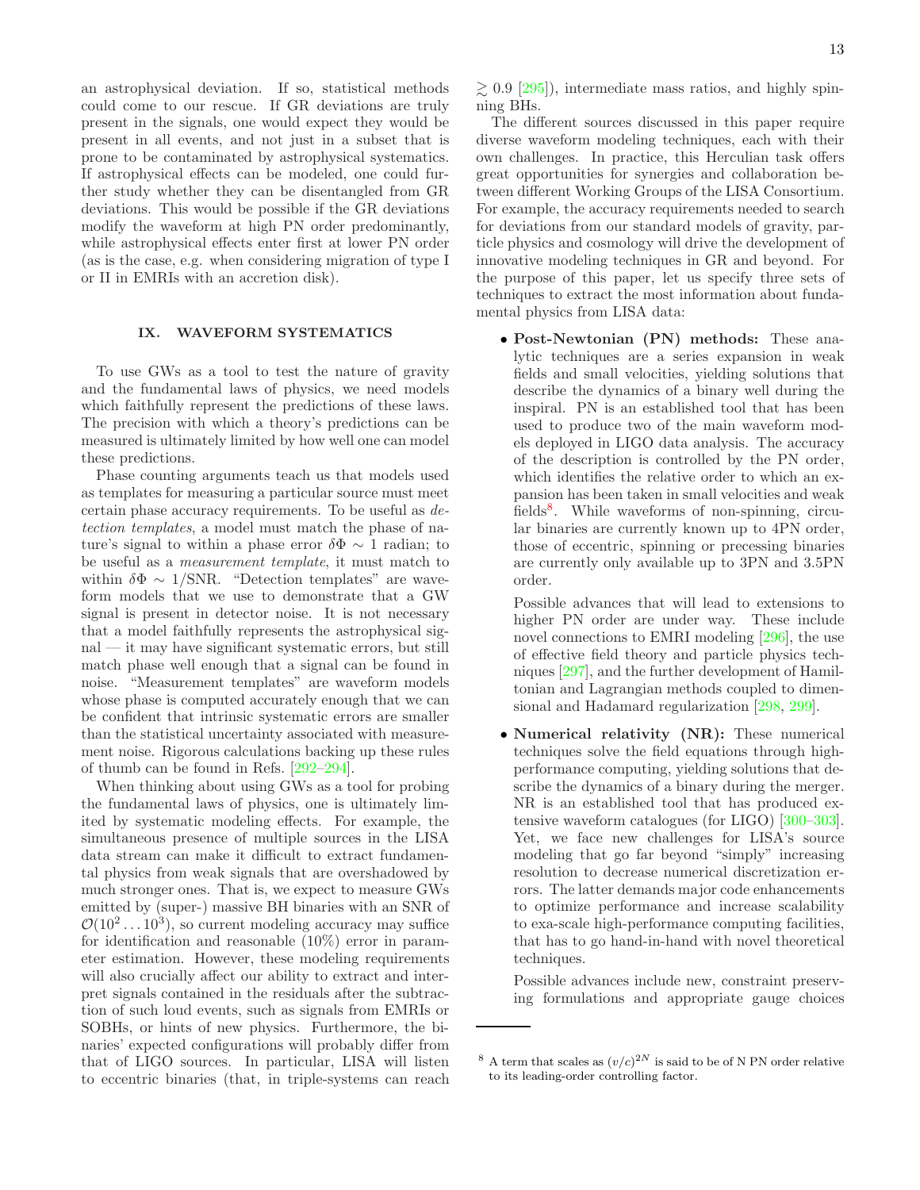an astrophysical deviation. If so, statistical methods could come to our rescue. If GR deviations are truly present in the signals, one would expect they would be present in all events, and not just in a subset that is prone to be contaminated by astrophysical systematics. If astrophysical effects can be modeled, one could further study whether they can be disentangled from GR deviations. This would be possible if the GR deviations modify the waveform at high PN order predominantly, while astrophysical effects enter first at lower PN order (as is the case, e.g. when considering migration of type I or II in EMRIs with an accretion disk).

## IX. WAVEFORM SYSTEMATICS

To use GWs as a tool to test the nature of gravity and the fundamental laws of physics, we need models which faithfully represent the predictions of these laws. The precision with which a theory's predictions can be measured is ultimately limited by how well one can model these predictions.

Phase counting arguments teach us that models used as templates for measuring a particular source must meet certain phase accuracy requirements. To be useful as *detection templates*, a model must match the phase of nature's signal to within a phase error $\delta\Phi \sim 1$ radian; to be useful as a *measurement template*, it must match to within $\delta\Phi \sim 1/\mathrm{SNR}$. "Detection templates" are waveform models that we use to demonstrate that a GW signal is present in detector noise. It is not necessary that a model faithfully represents the astrophysical signal — it may have significant systematic errors, but still match phase well enough that a signal can be found in noise. "Measurement templates" are waveform models whose phase is computed accurately enough that we can be confident that intrinsic systematic errors are smaller than the statistical uncertainty associated with measurement noise. Rigorous calculations backing up these rules of thumb can be found in Refs. [292–294].

When thinking about using GWs as a tool for probing the fundamental laws of physics, one is ultimately limited by systematic modeling effects. For example, the simultaneous presence of multiple sources in the LISA data stream can make it difficult to extract fundamental physics from weak signals that are overshadowed by much stronger ones. That is, we expect to measure GWs emitted by (super-) massive BH binaries with an SNR of $\mathcal{O}(10^2 \dots 10^3)$, so current modeling accuracy may suffice for identification and reasonable (10%) error in parameter estimation. However, these modeling requirements will also crucially affect our ability to extract and interpret signals contained in the residuals after the subtraction of such loud events, such as signals from EMRIs or SOBHs, or hints of new physics. Furthermore, the binaries' expected configurations will probably differ from that of LIGO sources. In particular, LISA will listen to eccentric binaries (that, in triple-systems can reach $\gtrsim 0.9$ [295]), intermediate mass ratios, and highly spinning BHs.

The different sources discussed in this paper require diverse waveform modeling techniques, each with their own challenges. In practice, this Herculian task offers great opportunities for synergies and collaboration between different Working Groups of the LISA Consortium. For example, the accuracy requirements needed to search for deviations from our standard models of gravity, particle physics and cosmology will drive the development of innovative modeling techniques in GR and beyond. For the purpose of this paper, let us specify three sets of techniques to extract the most information about fundamental physics from LISA data:

- **Post-Newtonian (PN) methods:** These analytic techniques are a series expansion in weak fields and small velocities, yielding solutions that describe the dynamics of a binary well during the inspiral. PN is an established tool that has been used to produce two of the main waveform models deployed in LIGO data analysis. The accuracy of the description is controlled by the PN order, which identifies the relative order to which an expansion has been taken in small velocities and weak fields[8]. While waveforms of non-spinning, circular binaries are currently known up to 4PN order, those of eccentric, spinning or precessing binaries are currently only available up to 3PN and 3.5PN order.

  Possible advances that will lead to extensions to higher PN order are under way. These include novel connections to EMRI modeling [296], the use of effective field theory and particle physics techniques [297], and the further development of Hamiltonian and Lagrangian methods coupled to dimensional and Hadamard regularization [298, 299].

- **Numerical relativity (NR):** These numerical techniques solve the field equations through high-performance computing, yielding solutions that describe the dynamics of a binary during the merger. NR is an established tool that has produced extensive waveform catalogues (for LIGO) [300–303]. Yet, we face new challenges for LISA's source modeling that go far beyond "simply" increasing resolution to decrease numerical discretization errors. The latter demands major code enhancements to optimize performance and increase scalability to exa-scale high-performance computing facilities, that has to go hand-in-hand with novel theoretical techniques.

  Possible advances include new, constraint preserving formulations and appropriate gauge choices

[8] A term that scales as $(v/c)^{2N}$ is said to be of N PN order relative to its leading-order controlling factor.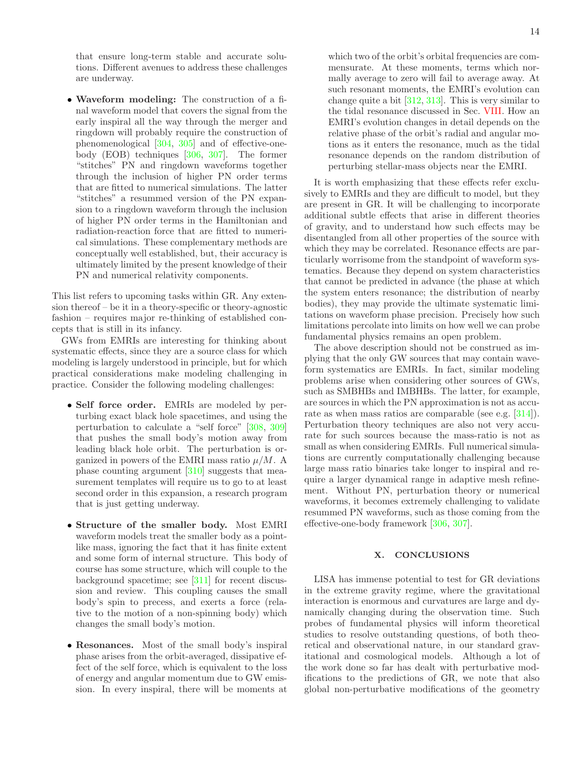that ensure long-term stable and accurate solutions. Different avenues to address these challenges are underway.

- **Waveform modeling:** The construction of a final waveform model that covers the signal from the early inspiral all the way through the merger and ringdown will probably require the construction of phenomenological [304, 305] and of effective-one-body (EOB) techniques [306, 307]. The former "stitches" PN and ringdown waveforms together through the inclusion of higher PN order terms that are fitted to numerical simulations. The latter "stitches" a resummed version of the PN expansion to a ringdown waveform through the inclusion of higher PN order terms in the Hamiltonian and radiation-reaction force that are fitted to numerical simulations. These complementary methods are conceptually well established, but, their accuracy is ultimately limited by the present knowledge of their PN and numerical relativity components.

This list refers to upcoming tasks within GR. Any extension thereof – be it in a theory-specific or theory-agnostic fashion – requires major re-thinking of established concepts that is still in its infancy.

GWs from EMRIs are interesting for thinking about systematic effects, since they are a source class for which modeling is largely understood in principle, but for which practical considerations make modeling challenging in practice. Consider the following modeling challenges:

- **Self force order.** EMRIs are modeled by perturbing exact black hole spacetimes, and using the perturbation to calculate a "self force" [308, 309] that pushes the small body's motion away from leading black hole orbit. The perturbation is organized in powers of the EMRI mass ratio $\mu/M$. A phase counting argument [310] suggests that measurement templates will require us to go to at least second order in this expansion, a research program that is just getting underway.

- **Structure of the smaller body.** Most EMRI waveform models treat the smaller body as a pointlike mass, ignoring the fact that it has finite extent and some form of internal structure. This body of course has some structure, which will couple to the background spacetime; see [311] for recent discussion and review. This coupling causes the small body's spin to precess, and exerts a force (relative to the motion of a non-spinning body) which changes the small body's motion.

- **Resonances.** Most of the small body's inspiral phase arises from the orbit-averaged, dissipative effect of the self force, which is equivalent to the loss of energy and angular momentum due to GW emission. In every inspiral, there will be moments at which two of the orbit's orbital frequencies are commensurate. At these moments, terms which normally average to zero will fail to average away. At such resonant moments, the EMRI's evolution can change quite a bit [312, 313]. This is very similar to the tidal resonance discussed in Sec. VIII. How an EMRI's evolution changes in detail depends on the relative phase of the orbit's radial and angular motions as it enters the resonance, much as the tidal resonance depends on the random distribution of perturbing stellar-mass objects near the EMRI.

It is worth emphasizing that these effects refer exclusively to EMRIs and they are difficult to model, but they are present in GR. It will be challenging to incorporate additional subtle effects that arise in different theories of gravity, and to understand how such effects may be disentangled from all other properties of the source with which they may be correlated. Resonance effects are particularly worrisome from the standpoint of waveform systematics. Because they depend on system characteristics that cannot be predicted in advance (the phase at which the system enters resonance; the distribution of nearby bodies), they may provide the ultimate systematic limitations on waveform phase precision. Precisely how such limitations percolate into limits on how well we can probe fundamental physics remains an open problem.

The above description should not be construed as implying that the only GW sources that may contain waveform systematics are EMRIs. In fact, similar modeling problems arise when considering other sources of GWs, such as SMBHBs and IMBHBs. The latter, for example, are sources in which the PN approximation is not as accurate as when mass ratios are comparable (see e.g. [314]). Perturbation theory techniques are also not very accurate for such sources because the mass-ratio is not as small as when considering EMRIs. Full numerical simulations are currently computationally challenging because large mass ratio binaries take longer to inspiral and require a larger dynamical range in adaptive mesh refinement. Without PN, perturbation theory or numerical waveforms, it becomes extremely challenging to validate resummed PN waveforms, such as those coming from the effective-one-body framework [306, 307].

## X. CONCLUSIONS

LISA has immense potential to test for GR deviations in the extreme gravity regime, where the gravitational interaction is enormous and curvatures are large and dynamically changing during the observation time. Such probes of fundamental physics will inform theoretical studies to resolve outstanding questions, of both theoretical and observational nature, in our standard gravitational and cosmological models. Although a lot of the work done so far has dealt with perturbative modifications to the predictions of GR, we note that also global non-perturbative modifications of the geometry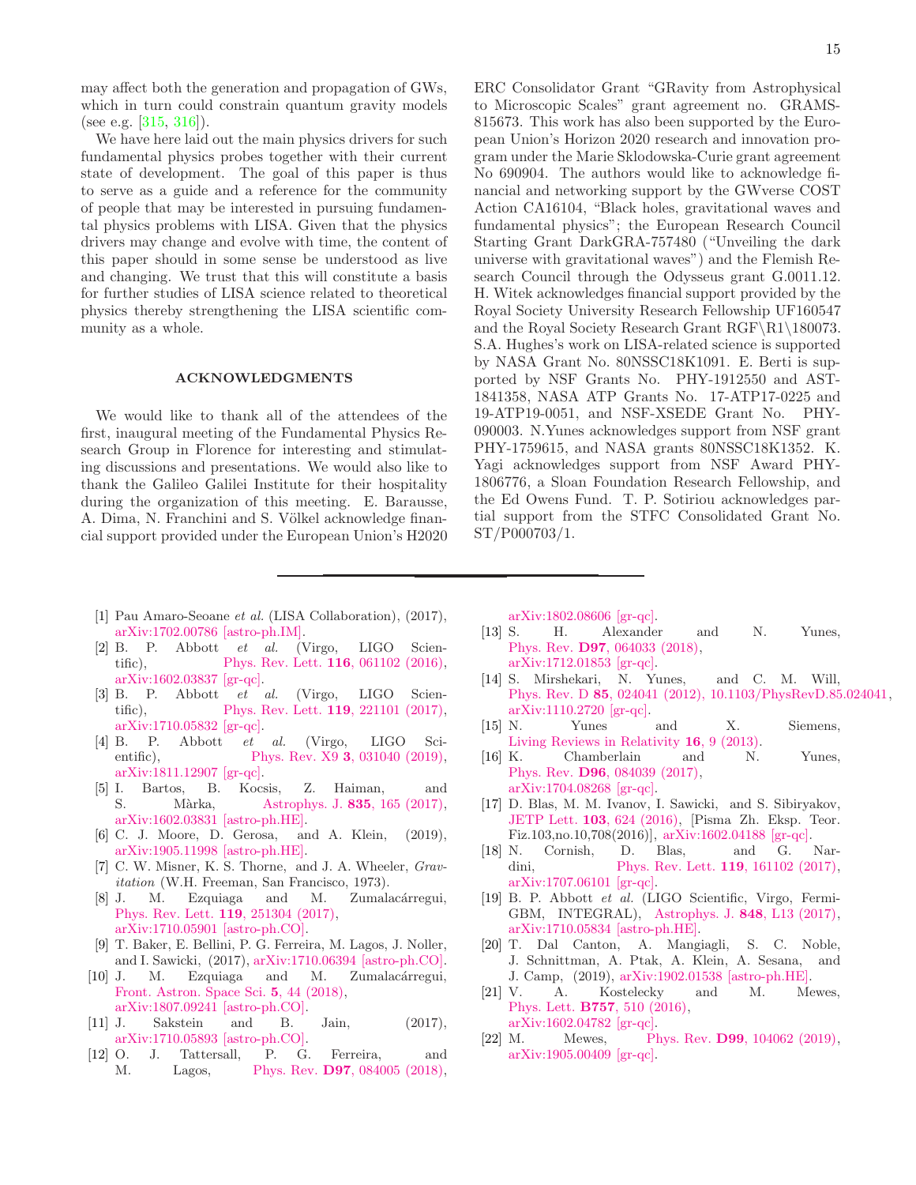may affect both the generation and propagation of GWs, which in turn could constrain quantum gravity models (see e.g. [315, 316]).

We have here laid out the main physics drivers for such fundamental physics probes together with their current state of development. The goal of this paper is thus to serve as a guide and a reference for the community of people that may be interested in pursuing fundamental physics problems with LISA. Given that the physics drivers may change and evolve with time, the content of this paper should in some sense be understood as live and changing. We trust that this will constitute a basis for further studies of LISA science related to theoretical physics thereby strengthening the LISA scientific community as a whole.

## ACKNOWLEDGMENTS

We would like to thank all of the attendees of the first, inaugural meeting of the Fundamental Physics Research Group in Florence for interesting and stimulating discussions and presentations. We would also like to thank the Galileo Galilei Institute for their hospitality during the organization of this meeting. E. Barausse, A. Dima, N. Franchini and S. Völkel acknowledge financial support provided under the European Union's H2020 ERC Consolidator Grant "GRavity from Astrophysical to Microscopic Scales" grant agreement no. GRAMS-815673. This work has also been supported by the European Union's Horizon 2020 research and innovation program under the Marie Sklodowska-Curie grant agreement No 690904. The authors would like to acknowledge financial and networking support by the GWverse COST Action CA16104, "Black holes, gravitational waves and fundamental physics"; the European Research Council Starting Grant DarkGRA-757480 ("Unveiling the dark universe with gravitational waves") and the Flemish Research Council through the Odysseus grant G.0011.12. H. Witek acknowledges financial support provided by the Royal Society University Research Fellowship UF160547 and the Royal Society Research Grant RGF\R1\180073. S.A. Hughes's work on LISA-related science is supported by NASA Grant No. 80NSSC18K1091. E. Berti is supported by NSF Grants No. PHY-1912550 and AST-1841358, NASA ATP Grants No. 17-ATP17-0225 and 19-ATP19-0051, and NSF-XSEDE Grant No. PHY-090003. N.Yunes acknowledges support from NSF grant PHY-1759615, and NASA grants 80NSSC18K1352. K. Yagi acknowledges support from NSF Award PHY-1806776, a Sloan Foundation Research Fellowship, and the Ed Owens Fund. T. P. Sotiriou acknowledges partial support from the STFC Consolidated Grant No. ST/P000703/1.

---

[1] Pau Amaro-Seoane *et al.* (LISA Collaboration), (2017), arXiv:1702.00786 [astro-ph.IM].

[2] B. P. Abbott *et al.* (Virgo, LIGO Scientific), Phys. Rev. Lett. **116**, 061102 (2016), arXiv:1602.03837 [gr-qc].

[3] B. P. Abbott *et al.* (Virgo, LIGO Scientific), Phys. Rev. Lett. **119**, 221101 (2017), arXiv:1710.05832 [gr-qc].

[4] B. P. Abbott *et al.* (Virgo, LIGO Scientific), Phys. Rev. X9 **3**, 031040 (2019), arXiv:1811.12907 [gr-qc].

[5] I. Bartos, B. Kocsis, Z. Haiman, and S. Màrka, Astrophys. J. **835**, 165 (2017), arXiv:1602.03831 [astro-ph.HE].

[6] C. J. Moore, D. Gerosa, and A. Klein, (2019), arXiv:1905.11998 [astro-ph.HE].

[7] C. W. Misner, K. S. Thorne, and J. A. Wheeler, *Gravitation* (W.H. Freeman, San Francisco, 1973).

[8] J. M. Ezquiaga and M. Zumalacárregui, Phys. Rev. Lett. **119**, 251304 (2017), arXiv:1710.05901 [astro-ph.CO].

[9] T. Baker, E. Bellini, P. G. Ferreira, M. Lagos, J. Noller, and I. Sawicki, (2017), arXiv:1710.06394 [astro-ph.CO].

[10] J. M. Ezquiaga and M. Zumalacárregui, Front. Astron. Space Sci. **5**, 44 (2018), arXiv:1807.09241 [astro-ph.CO].

[11] J. Sakstein and B. Jain, (2017), arXiv:1710.05893 [astro-ph.CO].

[12] O. J. Tattersall, P. G. Ferreira, and M. Lagos, Phys. Rev. **D97**, 084005 (2018), arXiv:1802.08606 [gr-qc].

[13] S. H. Alexander and N. Yunes, Phys. Rev. **D97**, 064033 (2018), arXiv:1712.01853 [gr-qc].

[14] S. Mirshekari, N. Yunes, and C. M. Will, Phys. Rev. D **85**, 024041 (2012), 10.1103/PhysRevD.85.024041, arXiv:1110.2720 [gr-qc].

[15] N. Yunes and X. Siemens, Living Reviews in Relativity **16**, 9 (2013).

[16] K. Chamberlain and N. Yunes, Phys. Rev. **D96**, 084039 (2017), arXiv:1704.08268 [gr-qc].

[17] D. Blas, M. M. Ivanov, I. Sawicki, and S. Sibiryakov, JETP Lett. **103**, 624 (2016), [Pisma Zh. Eksp. Teor. Fiz.103,no.10,708(2016)], arXiv:1602.04188 [gr-qc].

[18] N. Cornish, D. Blas, and G. Nardini, Phys. Rev. Lett. **119**, 161102 (2017), arXiv:1707.06101 [gr-qc].

[19] B. P. Abbott *et al.* (LIGO Scientific, Virgo, Fermi-GBM, INTEGRAL), Astrophys. J. **848**, L13 (2017), arXiv:1710.05834 [astro-ph.HE].

[20] T. Dal Canton, A. Mangiagli, S. C. Noble, J. Schnittman, A. Ptak, A. Klein, A. Sesana, and J. Camp, (2019), arXiv:1902.01538 [astro-ph.HE].

[21] V. A. Kostelecky and M. Mewes, Phys. Lett. **B757**, 510 (2016), arXiv:1602.04782 [gr-qc].

[22] M. Mewes, Phys. Rev. **D99**, 104062 (2019), arXiv:1905.00409 [gr-qc].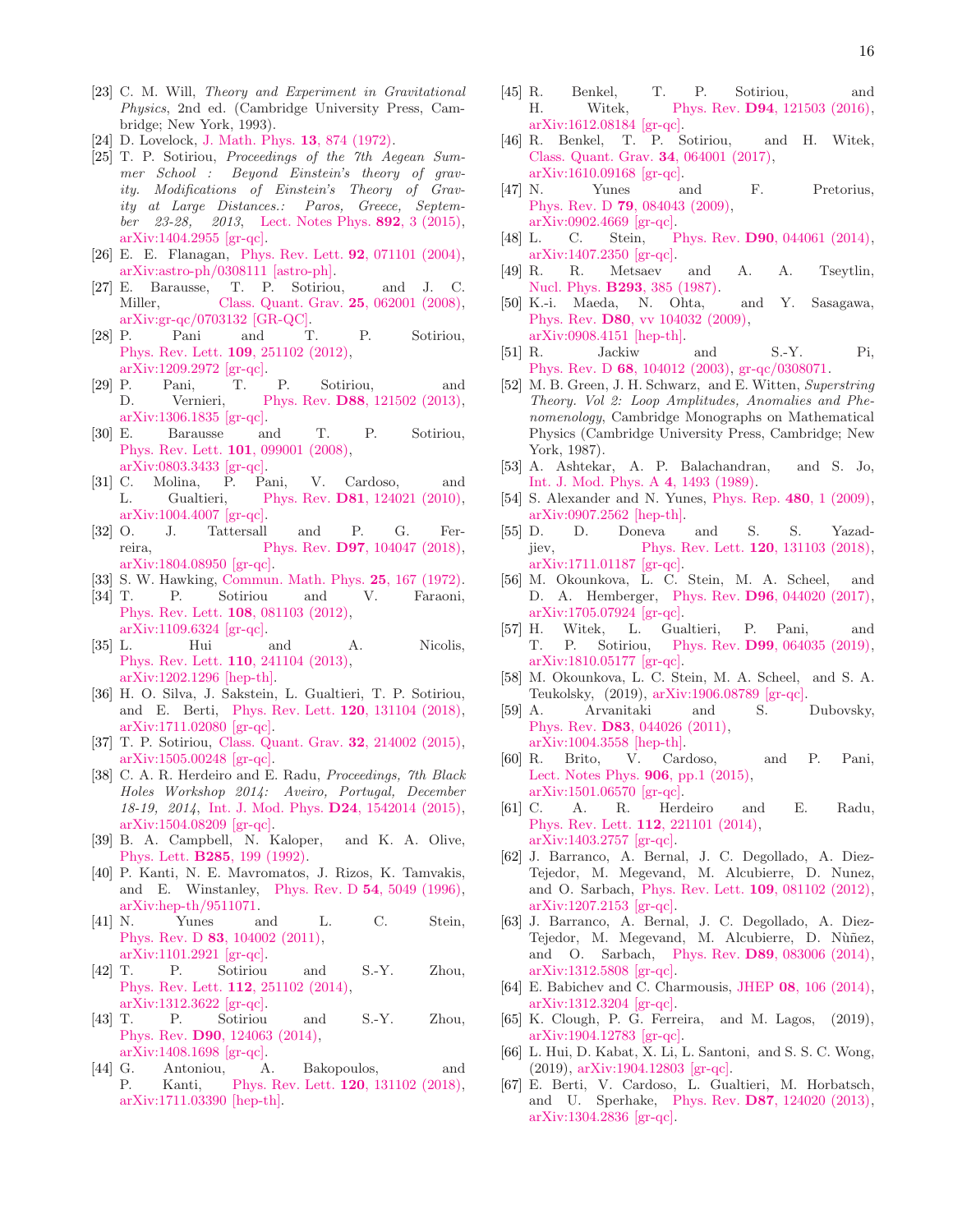[23] C. M. Will, *Theory and Experiment in Gravitational Physics*, 2nd ed. (Cambridge University Press, Cambridge; New York, 1993).

[24] D. Lovelock, J. Math. Phys. **13**, 874 (1972).

[25] T. P. Sotiriou, *Proceedings of the 7th Aegean Summer School : Beyond Einstein's theory of gravity. Modifications of Einstein's Theory of Gravity at Large Distances.: Paros, Greece, September 23-28, 2013*, Lect. Notes Phys. **892**, 3 (2015), arXiv:1404.2955 [gr-qc].

[26] E. E. Flanagan, Phys. Rev. Lett. **92**, 071101 (2004), arXiv:astro-ph/0308111 [astro-ph].

[27] E. Barausse, T. P. Sotiriou, and J. C. Miller, Class. Quant. Grav. **25**, 062001 (2008), arXiv:gr-qc/0703132 [GR-QC].

[28] P. Pani and T. P. Sotiriou, Phys. Rev. Lett. **109**, 251102 (2012), arXiv:1209.2972 [gr-qc].

[29] P. Pani, T. P. Sotiriou, and D. Vernieri, Phys. Rev. **D88**, 121502 (2013), arXiv:1306.1835 [gr-qc].

[30] E. Barausse and T. P. Sotiriou, Phys. Rev. Lett. **101**, 099001 (2008), arXiv:0803.3433 [gr-qc].

[31] C. Molina, P. Pani, V. Cardoso, and L. Gualtieri, Phys. Rev. **D81**, 124021 (2010), arXiv:1004.4007 [gr-qc].

[32] O. J. Tattersall and P. G. Ferreira, Phys. Rev. **D97**, 104047 (2018), arXiv:1804.08950 [gr-qc].

[33] S. W. Hawking, Commun. Math. Phys. **25**, 167 (1972).

[34] T. P. Sotiriou and V. Faraoni, Phys. Rev. Lett. **108**, 081103 (2012), arXiv:1109.6324 [gr-qc].

[35] L. Hui and A. Nicolis, Phys. Rev. Lett. **110**, 241104 (2013), arXiv:1202.1296 [hep-th].

[36] H. O. Silva, J. Sakstein, L. Gualtieri, T. P. Sotiriou, and E. Berti, Phys. Rev. Lett. **120**, 131104 (2018), arXiv:1711.02080 [gr-qc].

[37] T. P. Sotiriou, Class. Quant. Grav. **32**, 214002 (2015), arXiv:1505.00248 [gr-qc].

[38] C. A. R. Herdeiro and E. Radu, *Proceedings, 7th Black Holes Workshop 2014: Aveiro, Portugal, December 18-19, 2014*, Int. J. Mod. Phys. **D24**, 1542014 (2015), arXiv:1504.08209 [gr-qc].

[39] B. A. Campbell, N. Kaloper, and K. A. Olive, Phys. Lett. **B285**, 199 (1992).

[40] P. Kanti, N. E. Mavromatos, J. Rizos, K. Tamvakis, and E. Winstanley, Phys. Rev. D **54**, 5049 (1996), arXiv:hep-th/9511071.

[41] N. Yunes and L. C. Stein, Phys. Rev. D **83**, 104002 (2011), arXiv:1101.2921 [gr-qc].

[42] T. P. Sotiriou and S.-Y. Zhou, Phys. Rev. Lett. **112**, 251102 (2014), arXiv:1312.3622 [gr-qc].

[43] T. P. Sotiriou and S.-Y. Zhou, Phys. Rev. **D90**, 124063 (2014), arXiv:1408.1698 [gr-qc].

[44] G. Antoniou, A. Bakopoulos, and P. Kanti, Phys. Rev. Lett. **120**, 131102 (2018), arXiv:1711.03390 [hep-th].

[45] R. Benkel, T. P. Sotiriou, and H. Witek, Phys. Rev. **D94**, 121503 (2016), arXiv:1612.08184 [gr-qc].

[46] R. Benkel, T. P. Sotiriou, and H. Witek, Class. Quant. Grav. **34**, 064001 (2017), arXiv:1610.09168 [gr-qc].

[47] N. Yunes and F. Pretorius, Phys. Rev. D **79**, 084043 (2009), arXiv:0902.4669 [gr-qc].

[48] L. C. Stein, Phys. Rev. **D90**, 044061 (2014), arXiv:1407.2350 [gr-qc].

[49] R. R. Metsaev and A. A. Tseytlin, Nucl. Phys. **B293**, 385 (1987).

[50] K.-i. Maeda, N. Ohta, and Y. Sasagawa, Phys. Rev. **D80**, vv 104032 (2009), arXiv:0908.4151 [hep-th].

[51] R. Jackiw and S.-Y. Pi, Phys. Rev. D **68**, 104012 (2003), gr-qc/0308071.

[52] M. B. Green, J. H. Schwarz, and E. Witten, *Superstring Theory. Vol 2: Loop Amplitudes, Anomalies and Phenomenology*, Cambridge Monographs on Mathematical Physics (Cambridge University Press, Cambridge; New York, 1987).

[53] A. Ashtekar, A. P. Balachandran, and S. Jo, Int. J. Mod. Phys. A **4**, 1493 (1989).

[54] S. Alexander and N. Yunes, Phys. Rep. **480**, 1 (2009), arXiv:0907.2562 [hep-th].

[55] D. D. Doneva and S. S. Yazadjiev, Phys. Rev. Lett. **120**, 131103 (2018), arXiv:1711.01187 [gr-qc].

[56] M. Okounkova, L. C. Stein, M. A. Scheel, and D. A. Hemberger, Phys. Rev. **D96**, 044020 (2017), arXiv:1705.07924 [gr-qc].

[57] H. Witek, L. Gualtieri, P. Pani, and T. P. Sotiriou, Phys. Rev. **D99**, 064035 (2019), arXiv:1810.05177 [gr-qc].

[58] M. Okounkova, L. C. Stein, M. A. Scheel, and S. A. Teukolsky, (2019), arXiv:1906.08789 [gr-qc].

[59] A. Arvanitaki and S. Dubovsky, Phys. Rev. **D83**, 044026 (2011), arXiv:1004.3558 [hep-th].

[60] R. Brito, V. Cardoso, and P. Pani, Lect. Notes Phys. **906**, pp.1 (2015), arXiv:1501.06570 [gr-qc].

[61] C. A. R. Herdeiro and E. Radu, Phys. Rev. Lett. **112**, 221101 (2014), arXiv:1403.2757 [gr-qc].

[62] J. Barranco, A. Bernal, J. C. Degollado, A. Diez-Tejedor, M. Megevand, M. Alcubierre, D. Nunez, and O. Sarbach, Phys. Rev. Lett. **109**, 081102 (2012), arXiv:1207.2153 [gr-qc].

[63] J. Barranco, A. Bernal, J. C. Degollado, A. Diez-Tejedor, M. Megevand, M. Alcubierre, D. Nùñez, and O. Sarbach, Phys. Rev. **D89**, 083006 (2014), arXiv:1312.5808 [gr-qc].

[64] E. Babichev and C. Charmousis, JHEP **08**, 106 (2014), arXiv:1312.3204 [gr-qc].

[65] K. Clough, P. G. Ferreira, and M. Lagos, (2019), arXiv:1904.12783 [gr-qc].

[66] L. Hui, D. Kabat, X. Li, L. Santoni, and S. S. C. Wong, (2019), arXiv:1904.12803 [gr-qc].

[67] E. Berti, V. Cardoso, L. Gualtieri, M. Horbatsch, and U. Sperhake, Phys. Rev. **D87**, 124020 (2013), arXiv:1304.2836 [gr-qc].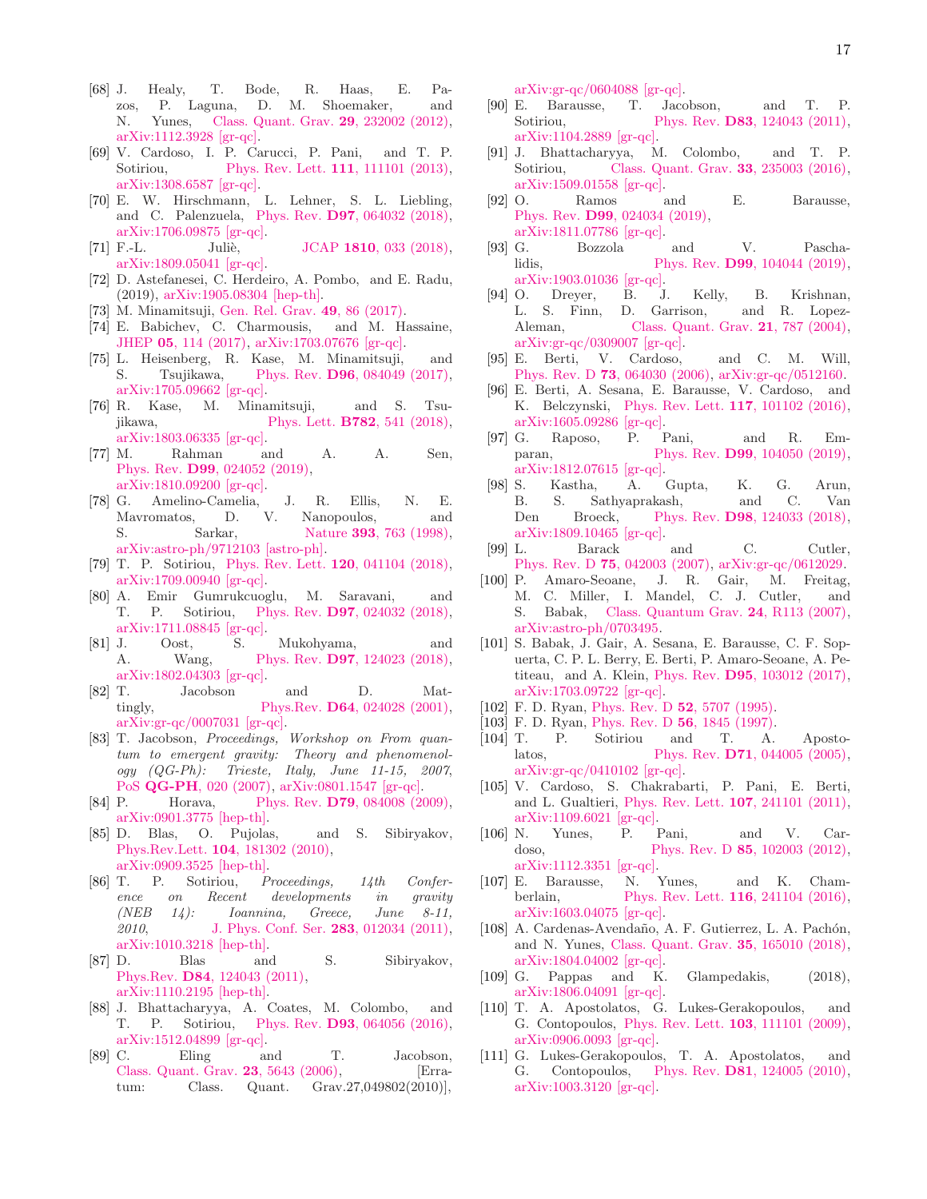[68] J. Healy, T. Bode, R. Haas, E. Pazos, P. Laguna, D. M. Shoemaker, and N. Yunes, Class. Quant. Grav. **29**, 232002 (2012), arXiv:1112.3928 [gr-qc].

[69] V. Cardoso, I. P. Carucci, P. Pani, and T. P. Sotiriou, Phys. Rev. Lett. **111**, 111101 (2013), arXiv:1308.6587 [gr-qc].

[70] E. W. Hirschmann, L. Lehner, S. L. Liebling, and C. Palenzuela, Phys. Rev. **D97**, 064032 (2018), arXiv:1706.09875 [gr-qc].

[71] F.-L. Julié, JCAP **1810**, 033 (2018), arXiv:1809.05041 [gr-qc].

[72] D. Astefanesei, C. Herdeiro, A. Pombo, and E. Radu, (2019), arXiv:1905.08304 [hep-th].

[73] M. Minamitsuji, Gen. Rel. Grav. **49**, 86 (2017).

[74] E. Babichev, C. Charmousis, and M. Hassaine, JHEP **05**, 114 (2017), arXiv:1703.07676 [gr-qc].

[75] L. Heisenberg, R. Kase, M. Minamitsuji, and S. Tsujikawa, Phys. Rev. **D96**, 084049 (2017), arXiv:1705.09662 [gr-qc].

[76] R. Kase, M. Minamitsuji, and S. Tsujikawa, Phys. Lett. **B782**, 541 (2018), arXiv:1803.06335 [gr-qc].

[77] M. Rahman and A. A. Sen, Phys. Rev. **D99**, 024052 (2019), arXiv:1810.09200 [gr-qc].

[78] G. Amelino-Camelia, J. R. Ellis, N. E. Mavromatos, D. V. Nanopoulos, and S. Sarkar, Nature **393**, 763 (1998), arXiv:astro-ph/9712103 [astro-ph].

[79] T. P. Sotiriou, Phys. Rev. Lett. **120**, 041104 (2018), arXiv:1709.00940 [gr-qc].

[80] A. Emir Gumrukcuoglu, M. Saravani, and T. P. Sotiriou, Phys. Rev. **D97**, 024032 (2018), arXiv:1711.08845 [gr-qc].

[81] J. Oost, S. Mukohyama, and A. Wang, Phys. Rev. **D97**, 124023 (2018), arXiv:1802.04303 [gr-qc].

[82] T. Jacobson and D. Mattingly, Phys.Rev. **D64**, 024028 (2001), arXiv:gr-qc/0007031 [gr-qc].

[83] T. Jacobson, *Proceedings, Workshop on From quantum to emergent gravity: Theory and phenomenology (QG-Ph): Trieste, Italy, June 11-15, 2007*, PoS **QG-PH**, 020 (2007), arXiv:0801.1547 [gr-qc].

[84] P. Horava, Phys. Rev. **D79**, 084008 (2009), arXiv:0901.3775 [hep-th].

[85] D. Blas, O. Pujolas, and S. Sibiryakov, Phys.Rev.Lett. **104**, 181302 (2010), arXiv:0909.3525 [hep-th].

[86] T. P. Sotiriou, *Proceedings, 14th Conference on Recent developments in gravity (NEB 14): Ioannina, Greece, June 8-11, 2010*, J. Phys. Conf. Ser. **283**, 012034 (2011), arXiv:1010.3218 [hep-th].

[87] D. Blas and S. Sibiryakov, Phys.Rev. **D84**, 124043 (2011), arXiv:1110.2195 [hep-th].

[88] J. Bhattacharyya, A. Coates, M. Colombo, and T. P. Sotiriou, Phys. Rev. **D93**, 064056 (2016), arXiv:1512.04899 [gr-qc].

[89] C. Eling and T. Jacobson, Class. Quant. Grav. **23**, 5643 (2006), [Erratum: Class. Quant. Grav.27,049802(2010)], arXiv:gr-qc/0604088 [gr-qc].

[90] E. Barausse, T. Jacobson, and T. P. Sotiriou, Phys. Rev. **D83**, 124043 (2011), arXiv:1104.2889 [gr-qc].

[91] J. Bhattacharyya, M. Colombo, and T. P. Sotiriou, Class. Quant. Grav. **33**, 235003 (2016), arXiv:1509.01558 [gr-qc].

[92] O. Ramos and E. Barausse, Phys. Rev. **D99**, 024034 (2019), arXiv:1811.07786 [gr-qc].

[93] G. Bozzola and V. Paschalidis, Phys. Rev. **D99**, 104044 (2019), arXiv:1903.01036 [gr-qc].

[94] O. Dreyer, B. J. Kelly, B. Krishnan, L. S. Finn, D. Garrison, and R. Lopez-Aleman, Class. Quant. Grav. **21**, 787 (2004), arXiv:gr-qc/0309007 [gr-qc].

[95] E. Berti, V. Cardoso, and C. M. Will, Phys. Rev. D **73**, 064030 (2006), arXiv:gr-qc/0512160.

[96] E. Berti, A. Sesana, E. Barausse, V. Cardoso, and K. Belczynski, Phys. Rev. Lett. **117**, 101102 (2016), arXiv:1605.09286 [gr-qc].

[97] G. Raposo, P. Pani, and R. Emparan, Phys. Rev. **D99**, 104050 (2019), arXiv:1812.07615 [gr-qc].

[98] S. Kastha, A. Gupta, K. G. Arun, B. S. Sathyaprakash, and C. Van Den Broeck, Phys. Rev. **D98**, 124033 (2018), arXiv:1809.10465 [gr-qc].

[99] L. Barack and C. Cutler, Phys. Rev. D **75**, 042003 (2007), arXiv:gr-qc/0612029.

[100] P. Amaro-Seoane, J. R. Gair, M. Freitag, M. C. Miller, I. Mandel, C. J. Cutler, and S. Babak, Class. Quantum Grav. **24**, R113 (2007), arXiv:astro-ph/0703495.

[101] S. Babak, J. Gair, A. Sesana, E. Barausse, C. F. Sopuerta, C. P. L. Berry, E. Berti, P. Amaro-Seoane, A. Petiteau, and A. Klein, Phys. Rev. **D95**, 103012 (2017), arXiv:1703.09722 [gr-qc].

[102] F. D. Ryan, Phys. Rev. D **52**, 5707 (1995).

[103] F. D. Ryan, Phys. Rev. D **56**, 1845 (1997).

[104] T. P. Sotiriou and T. A. Apostolatos, Phys. Rev. **D71**, 044005 (2005), arXiv:gr-qc/0410102 [gr-qc].

[105] V. Cardoso, S. Chakrabarti, P. Pani, E. Berti, and L. Gualtieri, Phys. Rev. Lett. **107**, 241101 (2011), arXiv:1109.6021 [gr-qc].

[106] N. Yunes, P. Pani, and V. Cardoso, Phys. Rev. D **85**, 102003 (2012), arXiv:1112.3351 [gr-qc].

[107] E. Barausse, N. Yunes, and K. Chamberlain, Phys. Rev. Lett. **116**, 241104 (2016), arXiv:1603.04075 [gr-qc].

[108] A. Cardenas-Avendaño, A. F. Gutierrez, L. A. Pachón, and N. Yunes, Class. Quant. Grav. **35**, 165010 (2018), arXiv:1804.04002 [gr-qc].

[109] G. Pappas and K. Glampedakis, (2018), arXiv:1806.04091 [gr-qc].

[110] T. A. Apostolatos, G. Lukes-Gerakopoulos, and G. Contopoulos, Phys. Rev. Lett. **103**, 111101 (2009), arXiv:0906.0093 [gr-qc].

[111] G. Lukes-Gerakopoulos, T. A. Apostolatos, and G. Contopoulos, Phys. Rev. **D81**, 124005 (2010), arXiv:1003.3120 [gr-qc].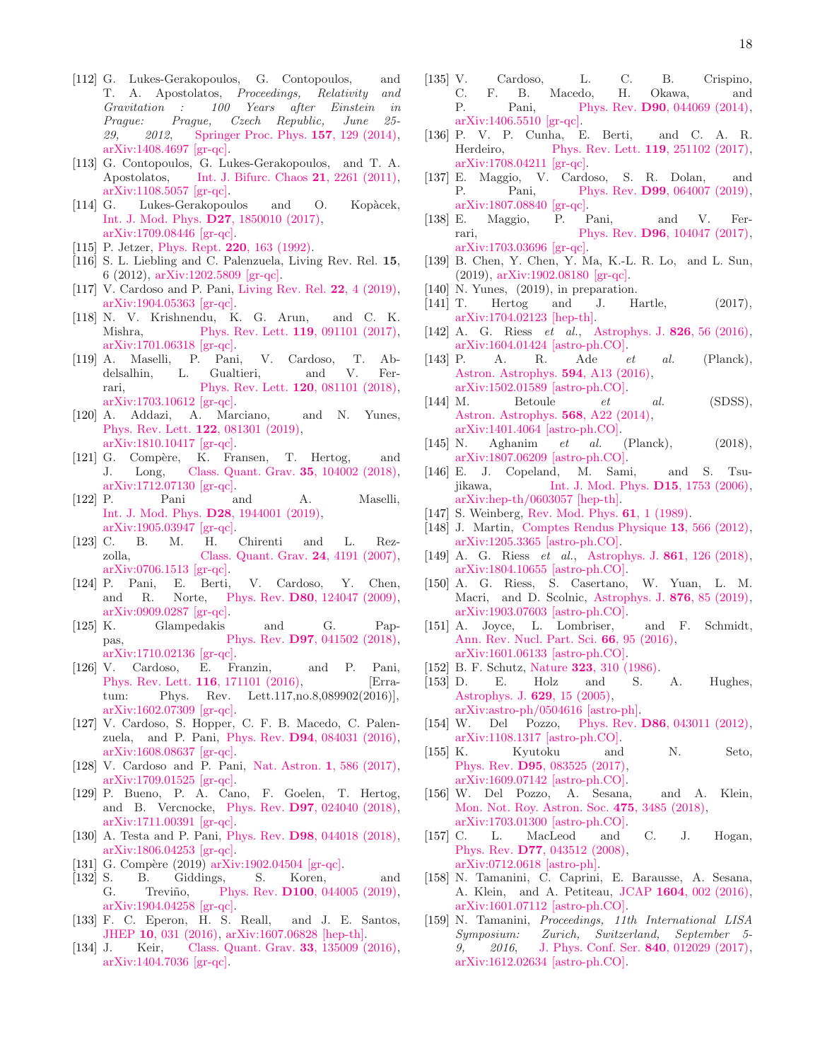[112] G. Lukes-Gerakopoulos, G. Contopoulos, and T. A. Apostolatos, *Proceedings, Relativity and Gravitation : 100 Years after Einstein in Prague: Prague, Czech Republic, June 25-29, 2012*, Springer Proc. Phys. **157**, 129 (2014), arXiv:1408.4697 [gr-qc].

[113] G. Contopoulos, G. Lukes-Gerakopoulos, and T. A. Apostolatos, Int. J. Bifurc. Chaos **21**, 2261 (2011), arXiv:1108.5057 [gr-qc].

[114] G. Lukes-Gerakopoulos and O. Kopàcek, Int. J. Mod. Phys. **D27**, 1850010 (2017), arXiv:1709.08446 [gr-qc].

[115] P. Jetzer, Phys. Rept. **220**, 163 (1992).

[116] S. L. Liebling and C. Palenzuela, Living Rev. Rel. **15**, 6 (2012), arXiv:1202.5809 [gr-qc].

[117] V. Cardoso and P. Pani, Living Rev. Rel. **22**, 4 (2019), arXiv:1904.05363 [gr-qc].

[118] N. V. Krishnendu, K. G. Arun, and C. K. Mishra, Phys. Rev. Lett. **119**, 091101 (2017), arXiv:1701.06318 [gr-qc].

[119] A. Maselli, P. Pani, V. Cardoso, T. Abdelsalhin, L. Gualtieri, and V. Ferrari, Phys. Rev. Lett. **120**, 081101 (2018), arXiv:1703.10612 [gr-qc].

[120] A. Addazi, A. Marciano, and N. Yunes, Phys. Rev. Lett. **122**, 081301 (2019), arXiv:1810.10417 [gr-qc].

[121] G. Compère, K. Fransen, T. Hertog, and J. Long, Class. Quant. Grav. **35**, 104002 (2018), arXiv:1712.07130 [gr-qc].

[122] P. Pani and A. Maselli, Int. J. Mod. Phys. **D28**, 1944001 (2019), arXiv:1905.03947 [gr-qc].

[123] C. B. M. H. Chirenti and L. Rezzolla, Class. Quant. Grav. **24**, 4191 (2007), arXiv:0706.1513 [gr-qc].

[124] P. Pani, E. Berti, V. Cardoso, Y. Chen, and R. Norte, Phys. Rev. **D80**, 124047 (2009), arXiv:0909.0287 [gr-qc].

[125] K. Glampedakis and G. Pappas, Phys. Rev. **D97**, 041502 (2018), arXiv:1710.02136 [gr-qc].

[126] V. Cardoso, E. Franzin, and P. Pani, Phys. Rev. Lett. **116**, 171101 (2016), [Erratum: Phys. Rev. Lett.117,no.8,089902(2016)], arXiv:1602.07309 [gr-qc].

[127] V. Cardoso, S. Hopper, C. F. B. Macedo, C. Palenzuela, and P. Pani, Phys. Rev. **D94**, 084031 (2016), arXiv:1608.08637 [gr-qc].

[128] V. Cardoso and P. Pani, Nat. Astron. **1**, 586 (2017), arXiv:1709.01525 [gr-qc].

[129] P. Bueno, P. A. Cano, F. Goelen, T. Hertog, and B. Vercnocke, Phys. Rev. **D97**, 024040 (2018), arXiv:1711.00391 [gr-qc].

[130] A. Testa and P. Pani, Phys. Rev. **D98**, 044018 (2018), arXiv:1806.04253 [gr-qc].

[131] G. Compère (2019) arXiv:1902.04504 [gr-qc].

[132] S. B. Giddings, S. Koren, and G. Treviño, Phys. Rev. **D100**, 044005 (2019), arXiv:1904.04258 [gr-qc].

[133] F. C. Eperon, H. S. Reall, and J. E. Santos, JHEP **10**, 031 (2016), arXiv:1607.06828 [hep-th].

[134] J. Keir, Class. Quant. Grav. **33**, 135009 (2016), arXiv:1404.7036 [gr-qc].

[135] V. Cardoso, L. C. B. Crispino, C. F. B. Macedo, H. Okawa, and P. Pani, Phys. Rev. **D90**, 044069 (2014), arXiv:1406.5510 [gr-qc].

[136] P. V. P. Cunha, E. Berti, and C. A. R. Herdeiro, Phys. Rev. Lett. **119**, 251102 (2017), arXiv:1708.04211 [gr-qc].

[137] E. Maggio, V. Cardoso, S. R. Dolan, and P. Pani, Phys. Rev. **D99**, 064007 (2019), arXiv:1807.08840 [gr-qc].

[138] E. Maggio, P. Pani, and V. Ferrari, Phys. Rev. **D96**, 104047 (2017), arXiv:1703.03696 [gr-qc].

[139] B. Chen, Y. Chen, Y. Ma, K.-L. R. Lo, and L. Sun, (2019), arXiv:1902.08180 [gr-qc].

[140] N. Yunes, (2019), in preparation.

[141] T. Hertog and J. Hartle, (2017), arXiv:1704.02123 [hep-th].

[142] A. G. Riess *et al.*, Astrophys. J. **826**, 56 (2016), arXiv:1604.01424 [astro-ph.CO].

[143] P. A. R. Ade *et al.* (Planck), Astron. Astrophys. **594**, A13 (2016), arXiv:1502.01589 [astro-ph.CO].

[144] M. Betoule *et al.* (SDSS), Astron. Astrophys. **568**, A22 (2014), arXiv:1401.4064 [astro-ph.CO].

[145] N. Aghanim *et al.* (Planck), (2018), arXiv:1807.06209 [astro-ph.CO].

[146] E. J. Copeland, M. Sami, and S. Tsujikawa, Int. J. Mod. Phys. **D15**, 1753 (2006), arXiv:hep-th/0603057 [hep-th].

[147] S. Weinberg, Rev. Mod. Phys. **61**, 1 (1989).

[148] J. Martin, Comptes Rendus Physique **13**, 566 (2012), arXiv:1205.3365 [astro-ph.CO].

[149] A. G. Riess *et al.*, Astrophys. J. **861**, 126 (2018), arXiv:1804.10655 [astro-ph.CO].

[150] A. G. Riess, S. Casertano, W. Yuan, L. M. Macri, and D. Scolnic, Astrophys. J. **876**, 85 (2019), arXiv:1903.07603 [astro-ph.CO].

[151] A. Joyce, L. Lombriser, and F. Schmidt, Ann. Rev. Nucl. Part. Sci. **66**, 95 (2016), arXiv:1601.06133 [astro-ph.CO].

[152] B. F. Schutz, Nature **323**, 310 (1986).

[153] D. E. Holz and S. A. Hughes, Astrophys. J. **629**, 15 (2005), arXiv:astro-ph/0504616 [astro-ph].

[154] W. Del Pozzo, Phys. Rev. **D86**, 043011 (2012), arXiv:1108.1317 [astro-ph.CO].

[155] K. Kyutoku and N. Seto, Phys. Rev. **D95**, 083525 (2017), arXiv:1609.07142 [astro-ph.CO].

[156] W. Del Pozzo, A. Sesana, and A. Klein, Mon. Not. Roy. Astron. Soc. **475**, 3485 (2018), arXiv:1703.01300 [astro-ph.CO].

[157] C. L. MacLeod and C. J. Hogan, Phys. Rev. **D77**, 043512 (2008), arXiv:0712.0618 [astro-ph].

[158] N. Tamanini, C. Caprini, E. Barausse, A. Sesana, A. Klein, and A. Petiteau, JCAP **1604**, 002 (2016), arXiv:1601.07112 [astro-ph.CO].

[159] N. Tamanini, *Proceedings, 11th International LISA Symposium: Zurich, Switzerland, September 5-9, 2016*, J. Phys. Conf. Ser. **840**, 012029 (2017), arXiv:1612.02634 [astro-ph.CO].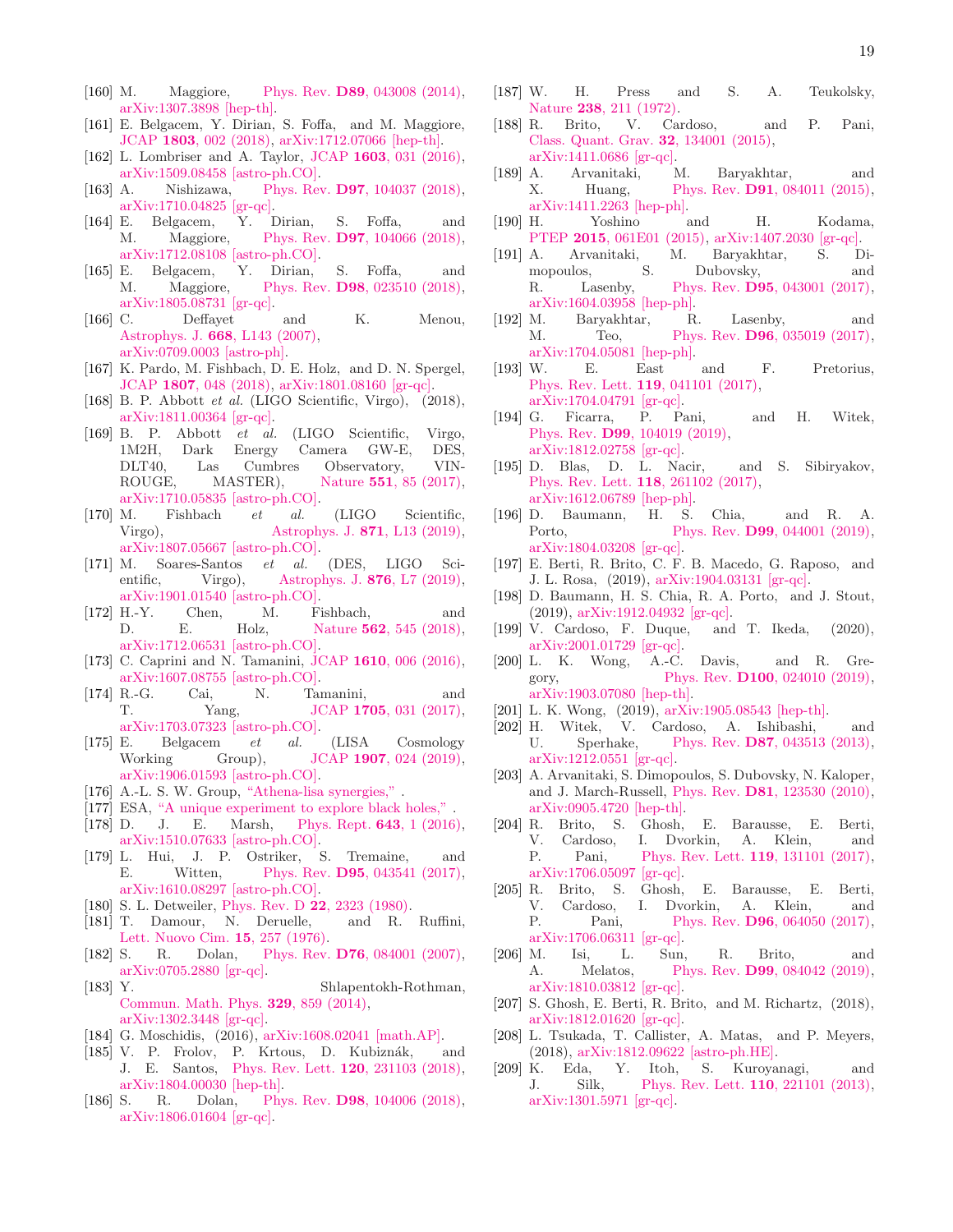[160] M. Maggiore, Phys. Rev. **D89**, 043008 (2014), arXiv:1307.3898 [hep-th].

[161] E. Belgacem, Y. Dirian, S. Foffa, and M. Maggiore, JCAP **1803**, 002 (2018), arXiv:1712.07066 [hep-th].

[162] L. Lombriser and A. Taylor, JCAP **1603**, 031 (2016), arXiv:1509.08458 [astro-ph.CO].

[163] A. Nishizawa, Phys. Rev. **D97**, 104037 (2018), arXiv:1710.04825 [gr-qc].

[164] E. Belgacem, Y. Dirian, S. Foffa, and M. Maggiore, Phys. Rev. **D97**, 104066 (2018), arXiv:1712.08108 [astro-ph.CO].

[165] E. Belgacem, Y. Dirian, S. Foffa, and M. Maggiore, Phys. Rev. **D98**, 023510 (2018), arXiv:1805.08731 [gr-qc].

[166] C. Deffayet and K. Menou, Astrophys. J. **668**, L143 (2007), arXiv:0709.0003 [astro-ph].

[167] K. Pardo, M. Fishbach, D. E. Holz, and D. N. Spergel, JCAP **1807**, 048 (2018), arXiv:1801.08160 [gr-qc].

[168] B. P. Abbott *et al.* (LIGO Scientific, Virgo), (2018), arXiv:1811.00364 [gr-qc].

[169] B. P. Abbott *et al.* (LIGO Scientific, Virgo, 1M2H, Dark Energy Camera GW-E, DES, DLT40, Las Cumbres Observatory, VINROUGE, MASTER), Nature **551**, 85 (2017), arXiv:1710.05835 [astro-ph.CO].

[170] M. Fishbach *et al.* (LIGO Scientific, Virgo), Astrophys. J. **871**, L13 (2019), arXiv:1807.05667 [astro-ph.CO].

[171] M. Soares-Santos *et al.* (DES, LIGO Scientific, Virgo), Astrophys. J. **876**, L7 (2019), arXiv:1901.01540 [astro-ph.CO].

[172] H.-Y. Chen, M. Fishbach, and D. E. Holz, Nature **562**, 545 (2018), arXiv:1712.06531 [astro-ph.CO].

[173] C. Caprini and N. Tamanini, JCAP **1610**, 006 (2016), arXiv:1607.08755 [astro-ph.CO].

[174] R.-G. Cai, N. Tamanini, and T. Yang, JCAP **1705**, 031 (2017), arXiv:1703.07323 [astro-ph.CO].

[175] E. Belgacem *et al.* (LISA Cosmology Working Group), JCAP **1907**, 024 (2019), arXiv:1906.01593 [astro-ph.CO].

[176] A.-L. S. W. Group, "Athena-lisa synergies," .

[177] ESA, "A unique experiment to explore black holes," .

[178] D. J. E. Marsh, Phys. Rept. **643**, 1 (2016), arXiv:1510.07633 [astro-ph.CO].

[179] L. Hui, J. P. Ostriker, S. Tremaine, and E. Witten, Phys. Rev. **D95**, 043541 (2017), arXiv:1610.08297 [astro-ph.CO].

[180] S. L. Detweiler, Phys. Rev. D **22**, 2323 (1980).

[181] T. Damour, N. Deruelle, and R. Ruffini, Lett. Nuovo Cim. **15**, 257 (1976).

[182] S. R. Dolan, Phys. Rev. **D76**, 084001 (2007), arXiv:0705.2880 [gr-qc].

[183] Y. Shlapentokh-Rothman, Commun. Math. Phys. **329**, 859 (2014), arXiv:1302.3448 [gr-qc].

[184] G. Moschidis, (2016), arXiv:1608.02041 [math.AP].

[185] V. P. Frolov, P. Krtous, D. Kubizňák, and J. E. Santos, Phys. Rev. Lett. **120**, 231103 (2018), arXiv:1804.00030 [hep-th].

[186] S. R. Dolan, Phys. Rev. **D98**, 104006 (2018), arXiv:1806.01604 [gr-qc].

[187] W. H. Press and S. A. Teukolsky, Nature **238**, 211 (1972).

[188] R. Brito, V. Cardoso, and P. Pani, Class. Quant. Grav. **32**, 134001 (2015), arXiv:1411.0686 [gr-qc].

[189] A. Arvanitaki, M. Baryakhtar, and X. Huang, Phys. Rev. **D91**, 084011 (2015), arXiv:1411.2263 [hep-ph].

[190] H. Yoshino and H. Kodama, PTEP **2015**, 061E01 (2015), arXiv:1407.2030 [gr-qc].

[191] A. Arvanitaki, M. Baryakhtar, S. Dimopoulos, S. Dubovsky, and R. Lasenby, Phys. Rev. **D95**, 043001 (2017), arXiv:1604.03958 [hep-ph].

[192] M. Baryakhtar, R. Lasenby, and M. Teo, Phys. Rev. **D96**, 035019 (2017), arXiv:1704.05081 [hep-ph].

[193] W. E. East and F. Pretorius, Phys. Rev. Lett. **119**, 041101 (2017), arXiv:1704.04791 [gr-qc].

[194] G. Ficarra, P. Pani, and H. Witek, Phys. Rev. **D99**, 104019 (2019), arXiv:1812.02758 [gr-qc].

[195] D. Blas, D. L. Nacir, and S. Sibiryakov, Phys. Rev. Lett. **118**, 261102 (2017), arXiv:1612.06789 [hep-ph].

[196] D. Baumann, H. S. Chia, and R. A. Porto, Phys. Rev. **D99**, 044001 (2019), arXiv:1804.03208 [gr-qc].

[197] E. Berti, R. Brito, C. F. B. Macedo, G. Raposo, and J. L. Rosa, (2019), arXiv:1904.03131 [gr-qc].

[198] D. Baumann, H. S. Chia, R. A. Porto, and J. Stout, (2019), arXiv:1912.04932 [gr-qc].

[199] V. Cardoso, F. Duque, and T. Ikeda, (2020), arXiv:2001.01729 [gr-qc].

[200] L. K. Wong, A.-C. Davis, and R. Gregory, Phys. Rev. **D100**, 024010 (2019), arXiv:1903.07080 [hep-th].

[201] L. K. Wong, (2019), arXiv:1905.08543 [hep-th].

[202] H. Witek, V. Cardoso, A. Ishibashi, and U. Sperhake, Phys. Rev. **D87**, 043513 (2013), arXiv:1212.0551 [gr-qc].

[203] A. Arvanitaki, S. Dimopoulos, S. Dubovsky, N. Kaloper, and J. March-Russell, Phys. Rev. **D81**, 123530 (2010), arXiv:0905.4720 [hep-th].

[204] R. Brito, S. Ghosh, E. Barausse, E. Berti, V. Cardoso, I. Dvorkin, A. Klein, and P. Pani, Phys. Rev. Lett. **119**, 131101 (2017), arXiv:1706.05097 [gr-qc].

[205] R. Brito, S. Ghosh, E. Barausse, E. Berti, V. Cardoso, I. Dvorkin, A. Klein, and P. Pani, Phys. Rev. **D96**, 064050 (2017), arXiv:1706.06311 [gr-qc].

[206] M. Isi, L. Sun, R. Brito, and A. Melatos, Phys. Rev. **D99**, 084042 (2019), arXiv:1810.03812 [gr-qc].

[207] S. Ghosh, E. Berti, R. Brito, and M. Richartz, (2018), arXiv:1812.01620 [gr-qc].

[208] L. Tsukada, T. Callister, A. Matas, and P. Meyers, (2018), arXiv:1812.09622 [astro-ph.HE].

[209] K. Eda, Y. Itoh, S. Kuroyanagi, and J. Silk, Phys. Rev. Lett. **110**, 221101 (2013), arXiv:1301.5971 [gr-qc].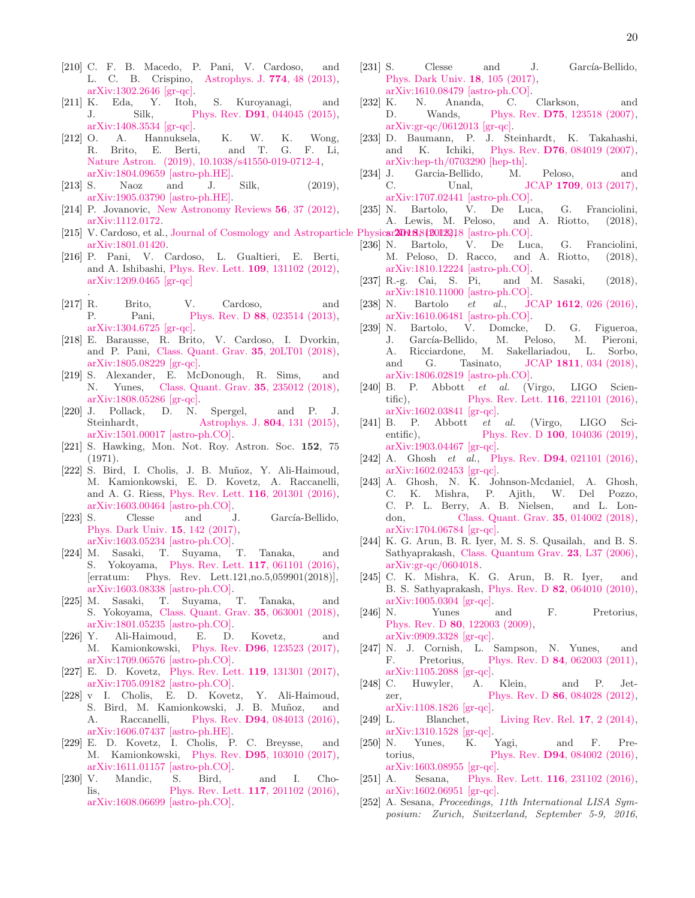[210] C. F. B. Macedo, P. Pani, V. Cardoso, and L. C. B. Crispino, Astrophys. J. **774**, 48 (2013), arXiv:1302.2646 [gr-qc].

[211] K. Eda, Y. Itoh, S. Kuroyanagi, and J. Silk, Phys. Rev. **D91**, 044045 (2015), arXiv:1408.3534 [gr-qc].

[212] O. A. Hannuksela, K. W. K. Wong, R. Brito, E. Berti, and T. G. F. Li, Nature Astron. (2019), 10.1038/s41550-019-0712-4, arXiv:1804.09659 [astro-ph.HE].

[213] S. Naoz and J. Silk, (2019), arXiv:1905.03790 [astro-ph.HE].

[214] P. Jovanovic, New Astronomy Reviews **56**, 37 (2012), arXiv:1112.0172.

[215] V. Cardoso, et al., Journal of Cosmology and Astroparticle Physics **2018**, 043 (2018), arXiv:1801.01420.

[216] P. Pani, V. Cardoso, L. Gualtieri, E. Berti, and A. Ishibashi, Phys. Rev. Lett. **109**, 131102 (2012), arXiv:1209.0465 [gr-qc]
.

[217] R. Brito, V. Cardoso, and P. Pani, Phys. Rev. D **88**, 023514 (2013), arXiv:1304.6725 [gr-qc].

[218] E. Barausse, R. Brito, V. Cardoso, I. Dvorkin, and P. Pani, Class. Quant. Grav. **35**, 20LT01 (2018), arXiv:1805.08229 [gr-qc].

[219] S. Alexander, E. McDonough, R. Sims, and N. Yunes, Class. Quant. Grav. **35**, 235012 (2018), arXiv:1808.05286 [gr-qc].

[220] J. Pollack, D. N. Spergel, and P. J. Steinhardt, Astrophys. J. **804**, 131 (2015), arXiv:1501.00017 [astro-ph.CO].

[221] S. Hawking, Mon. Not. Roy. Astron. Soc. **152**, 75 (1971).

[222] S. Bird, I. Cholis, J. B. Muñoz, Y. Ali-Haimoud, M. Kamionkowski, E. D. Kovetz, A. Raccanelli, and A. G. Riess, Phys. Rev. Lett. **116**, 201301 (2016), arXiv:1603.00464 [astro-ph.CO].

[223] S. Clesse and J. García-Bellido, Phys. Dark Univ. **15**, 142 (2017), arXiv:1603.05234 [astro-ph.CO].

[224] M. Sasaki, T. Suyama, T. Tanaka, and S. Yokoyama, Phys. Rev. Lett. **117**, 061101 (2016), [erratum: Phys. Rev. Lett.121,no.5,059901(2018)], arXiv:1603.08338 [astro-ph.CO].

[225] M. Sasaki, T. Suyama, T. Tanaka, and S. Yokoyama, Class. Quant. Grav. **35**, 063001 (2018), arXiv:1801.05235 [astro-ph.CO].

[226] Y. Ali-Haimoud, E. D. Kovetz, and M. Kamionkowski, Phys. Rev. **D96**, 123523 (2017), arXiv:1709.06576 [astro-ph.CO].

[227] E. D. Kovetz, Phys. Rev. Lett. **119**, 131301 (2017), arXiv:1705.09182 [astro-ph.CO].

[228] v I. Cholis, E. D. Kovetz, Y. Ali-Haimoud, S. Bird, M. Kamionkowski, J. B. Muñoz, and A. Raccanelli, Phys. Rev. **D94**, 084013 (2016), arXiv:1606.07437 [astro-ph.HE].

[229] E. D. Kovetz, I. Cholis, P. C. Breysse, and M. Kamionkowski, Phys. Rev. **D95**, 103010 (2017), arXiv:1611.01157 [astro-ph.CO].

[230] V. Mandic, S. Bird, and I. Cholis, Phys. Rev. Lett. **117**, 201102 (2016), arXiv:1608.06699 [astro-ph.CO].

[231] S. Clesse and J. García-Bellido, Phys. Dark Univ. **18**, 105 (2017), arXiv:1610.08479 [astro-ph.CO].

[232] K. N. Ananda, C. Clarkson, and D. Wands, Phys. Rev. **D75**, 123518 (2007), arXiv:gr-qc/0612013 [gr-qc].

[233] D. Baumann, P. J. Steinhardt, K. Takahashi, and K. Ichiki, Phys. Rev. **D76**, 084019 (2007), arXiv:hep-th/0703290 [hep-th].

[234] J. Garcia-Bellido, M. Peloso, and C. Unal, JCAP **1709**, 013 (2017), arXiv:1707.02441 [astro-ph.CO].

[235] N. Bartolo, V. De Luca, G. Franciolini, A. Lewis, M. Peloso, and A. Riotto, (2018), arXiv:1810.12218 [astro-ph.CO].

[236] N. Bartolo, V. De Luca, G. Franciolini, M. Peloso, D. Racco, and A. Riotto, (2018), arXiv:1810.12224 [astro-ph.CO].

[237] R.-g. Cai, S. Pi, and M. Sasaki, (2018), arXiv:1810.11000 [astro-ph.CO].

[238] N. Bartolo *et al.*, JCAP **1612**, 026 (2016), arXiv:1610.06481 [astro-ph.CO].

[239] N. Bartolo, V. Domcke, D. G. Figueroa, J. García-Bellido, M. Peloso, M. Pieroni, A. Ricciardone, M. Sakellariadou, L. Sorbo, and G. Tasinato, JCAP **1811**, 034 (2018), arXiv:1806.02819 [astro-ph.CO].

[240] B. P. Abbott *et al.* (Virgo, LIGO Scientific), Phys. Rev. Lett. **116**, 221101 (2016), arXiv:1602.03841 [gr-qc].

[241] B. P. Abbott *et al.* (Virgo, LIGO Scientific), Phys. Rev. D **100**, 104036 (2019), arXiv:1903.04467 [gr-qc].

[242] A. Ghosh *et al.*, Phys. Rev. **D94**, 021101 (2016), arXiv:1602.02453 [gr-qc].

[243] A. Ghosh, N. K. Johnson-Mcdaniel, A. Ghosh, C. K. Mishra, P. Ajith, W. Del Pozzo, C. P. L. Berry, A. B. Nielsen, and L. London, Class. Quant. Grav. **35**, 014002 (2018), arXiv:1704.06784 [gr-qc].

[244] K. G. Arun, B. R. Iyer, M. S. S. Qusailah, and B. S. Sathyaprakash, Class. Quantum Grav. **23**, L37 (2006), arXiv:gr-qc/0604018.

[245] C. K. Mishra, K. G. Arun, B. R. Iyer, and B. S. Sathyaprakash, Phys. Rev. D **82**, 064010 (2010), arXiv:1005.0304 [gr-qc].

[246] N. Yunes and F. Pretorius, Phys. Rev. D **80**, 122003 (2009), arXiv:0909.3328 [gr-qc].

[247] N. J. Cornish, L. Sampson, N. Yunes, and F. Pretorius, Phys. Rev. D **84**, 062003 (2011), arXiv:1105.2088 [gr-qc].

[248] C. Huwyler, A. Klein, and P. Jetzer, Phys. Rev. D **86**, 084028 (2012), arXiv:1108.1826 [gr-qc].

[249] L. Blanchet, Living Rev. Rel. **17**, 2 (2014), arXiv:1310.1528 [gr-qc].

[250] N. Yunes, K. Yagi, and F. Pretorius, Phys. Rev. **D94**, 084002 (2016), arXiv:1603.08955 [gr-qc].

[251] A. Sesana, Phys. Rev. Lett. **116**, 231102 (2016), arXiv:1602.06951 [gr-qc].

[252] A. Sesana, *Proceedings, 11th International LISA Symposium: Zurich, Switzerland, September 5-9, 2016*,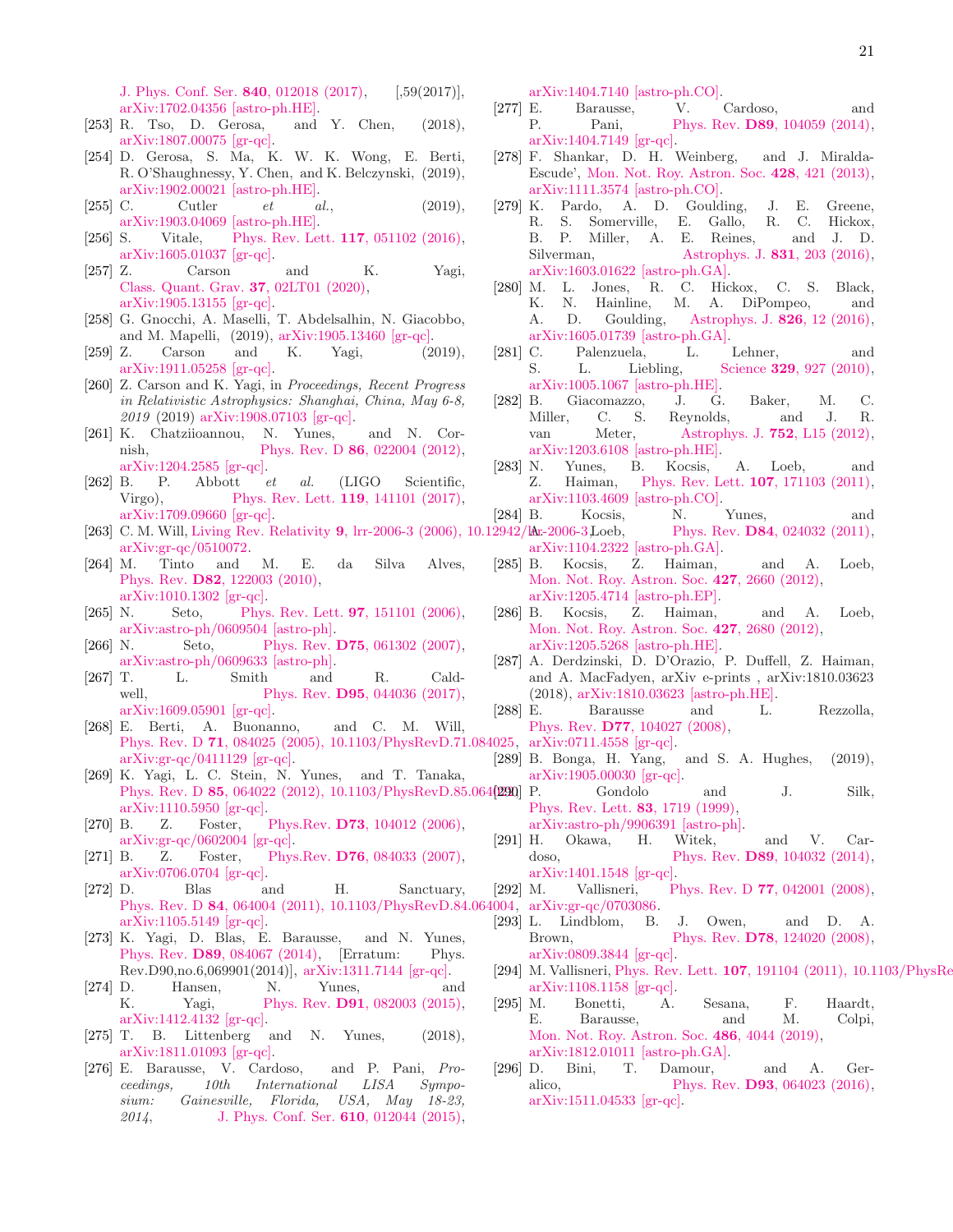J. Phys. Conf. Ser. **840**, 012018 (2017), [,59(2017)], arXiv:1702.04356 [astro-ph.HE].

[253] R. Tso, D. Gerosa, and Y. Chen, (2018), arXiv:1807.00075 [gr-qc].

[254] D. Gerosa, S. Ma, K. W. K. Wong, E. Berti, R. O'Shaughnessy, Y. Chen, and K. Belczynski, (2019), arXiv:1902.00021 [astro-ph.HE].

[255] C. Cutler *et al.*, (2019), arXiv:1903.04069 [astro-ph.HE].

[256] S. Vitale, Phys. Rev. Lett. **117**, 051102 (2016), arXiv:1605.01037 [gr-qc].

[257] Z. Carson and K. Yagi, Class. Quant. Grav. **37**, 02LT01 (2020), arXiv:1905.13155 [gr-qc].

[258] G. Gnocchi, A. Maselli, T. Abdelsalhin, N. Giacobbo, and M. Mapelli, (2019), arXiv:1905.13460 [gr-qc].

[259] Z. Carson and K. Yagi, (2019), arXiv:1911.05258 [gr-qc].

[260] Z. Carson and K. Yagi, in *Proceedings, Recent Progress in Relativistic Astrophysics: Shanghai, China, May 6-8, 2019* (2019) arXiv:1908.07103 [gr-qc].

[261] K. Chatziioannou, N. Yunes, and N. Cornish, Phys. Rev. D **86**, 022004 (2012), arXiv:1204.2585 [gr-qc].

[262] B. P. Abbott *et al.* (LIGO Scientific, Virgo), Phys. Rev. Lett. **119**, 141101 (2017), arXiv:1709.09660 [gr-qc].

[263] C. M. Will, Living Rev. Relativity **9**, lrr-2006-3 (2006), 10.12942/lrr-2006-3, arXiv:gr-qc/0510072.

[264] M. Tinto and M. E. da Silva Alves, Phys. Rev. **D82**, 122003 (2010), arXiv:1010.1302 [gr-qc].

[265] N. Seto, Phys. Rev. Lett. **97**, 151101 (2006), arXiv:astro-ph/0609504 [astro-ph].

[266] N. Seto, Phys. Rev. **D75**, 061302 (2007), arXiv:astro-ph/0609633 [astro-ph].

[267] T. L. Smith and R. Caldwell, Phys. Rev. **D95**, 044036 (2017), arXiv:1609.05901 [gr-qc].

[268] E. Berti, A. Buonanno, and C. M. Will, Phys. Rev. D **71**, 084025 (2005), 10.1103/PhysRevD.71.084025, arXiv:gr-qc/0411129 [gr-qc].

[269] K. Yagi, L. C. Stein, N. Yunes, and T. Tanaka, Phys. Rev. D **85**, 064022 (2012), 10.1103/PhysRevD.85.064022, arXiv:1110.5950 [gr-qc].

[270] B. Z. Foster, Phys.Rev. **D73**, 104012 (2006), arXiv:gr-qc/0602004 [gr-qc].

[271] B. Z. Foster, Phys.Rev. **D76**, 084033 (2007), arXiv:0706.0704 [gr-qc].

[272] D. Blas and H. Sanctuary, Phys. Rev. D **84**, 064004 (2011), 10.1103/PhysRevD.84.064004, arXiv:1105.5149 [gr-qc].

[273] K. Yagi, D. Blas, E. Barausse, and N. Yunes, Phys. Rev. **D89**, 084067 (2014), [Erratum: Phys. Rev.D90,no.6,069901(2014)], arXiv:1311.7144 [gr-qc].

[274] D. Hansen, N. Yunes, and K. Yagi, Phys. Rev. **D91**, 082003 (2015), arXiv:1412.4132 [gr-qc].

[275] T. B. Littenberg and N. Yunes, (2018), arXiv:1811.01093 [gr-qc].

[276] E. Barausse, V. Cardoso, and P. Pani, *Proceedings, 10th International LISA Symposium: Gainesville, Florida, USA, May 18-23, 2014*, J. Phys. Conf. Ser. **610**, 012044 (2015), arXiv:1404.7140 [astro-ph.CO].

[277] E. Barausse, V. Cardoso, and P. Pani, Phys. Rev. **D89**, 104059 (2014), arXiv:1404.7149 [gr-qc].

[278] F. Shankar, D. H. Weinberg, and J. Miralda-Escude', Mon. Not. Roy. Astron. Soc. **428**, 421 (2013), arXiv:1111.3574 [astro-ph.CO].

[279] K. Pardo, A. D. Goulding, J. E. Greene, R. S. Somerville, E. Gallo, R. C. Hickox, B. P. Miller, A. E. Reines, and J. D. Silverman, Astrophys. J. **831**, 203 (2016), arXiv:1603.01622 [astro-ph.GA].

[280] M. L. Jones, R. C. Hickox, C. S. Black, K. N. Hainline, M. A. DiPompeo, and A. D. Goulding, Astrophys. J. **826**, 12 (2016), arXiv:1605.01739 [astro-ph.GA].

[281] C. Palenzuela, L. Lehner, and S. L. Liebling, Science **329**, 927 (2010), arXiv:1005.1067 [astro-ph.HE].

[282] B. Giacomazzo, J. G. Baker, M. C. Miller, C. S. Reynolds, and J. R. van Meter, Astrophys. J. **752**, L15 (2012), arXiv:1203.6108 [astro-ph.HE].

[283] N. Yunes, B. Kocsis, A. Loeb, and Z. Haiman, Phys. Rev. Lett. **107**, 171103 (2011), arXiv:1103.4609 [astro-ph.CO].

[284] B. Kocsis, N. Yunes, and A. Loeb, Phys. Rev. **D84**, 024032 (2011), arXiv:1104.2322 [astro-ph.GA].

[285] B. Kocsis, Z. Haiman, and A. Loeb, Mon. Not. Roy. Astron. Soc. **427**, 2660 (2012), arXiv:1205.4714 [astro-ph.EP].

[286] B. Kocsis, Z. Haiman, and A. Loeb, Mon. Not. Roy. Astron. Soc. **427**, 2680 (2012), arXiv:1205.5268 [astro-ph.HE].

[287] A. Derdzinski, D. D'Orazio, P. Duffell, Z. Haiman, and A. MacFadyen, arXiv e-prints , arXiv:1810.03623 (2018), arXiv:1810.03623 [astro-ph.HE].

[288] E. Barausse and L. Rezzolla, Phys. Rev. **D77**, 104027 (2008), arXiv:0711.4558 [gr-qc].

[289] B. Bonga, H. Yang, and S. A. Hughes, (2019), arXiv:1905.00030 [gr-qc].

[290] P. Gondolo and J. Silk, Phys. Rev. Lett. **83**, 1719 (1999), arXiv:astro-ph/9906391 [astro-ph].

[291] H. Okawa, H. Witek, and V. Cardoso, Phys. Rev. **D89**, 104032 (2014), arXiv:1401.1548 [gr-qc].

[292] M. Vallisneri, Phys. Rev. D **77**, 042001 (2008), arXiv:gr-qc/0703086.

[293] L. Lindblom, B. J. Owen, and D. A. Brown, Phys. Rev. **D78**, 124020 (2008), arXiv:0809.3844 [gr-qc].

[294] M. Vallisneri, Phys. Rev. Lett. **107**, 191104 (2011), 10.1103/PhysRe arXiv:1108.1158 [gr-qc].

[295] M. Bonetti, A. Sesana, F. Haardt, E. Barausse, and M. Colpi, Mon. Not. Roy. Astron. Soc. **486**, 4044 (2019), arXiv:1812.01011 [astro-ph.GA].

[296] D. Bini, T. Damour, and A. Geralico, Phys. Rev. **D93**, 064023 (2016), arXiv:1511.04533 [gr-qc].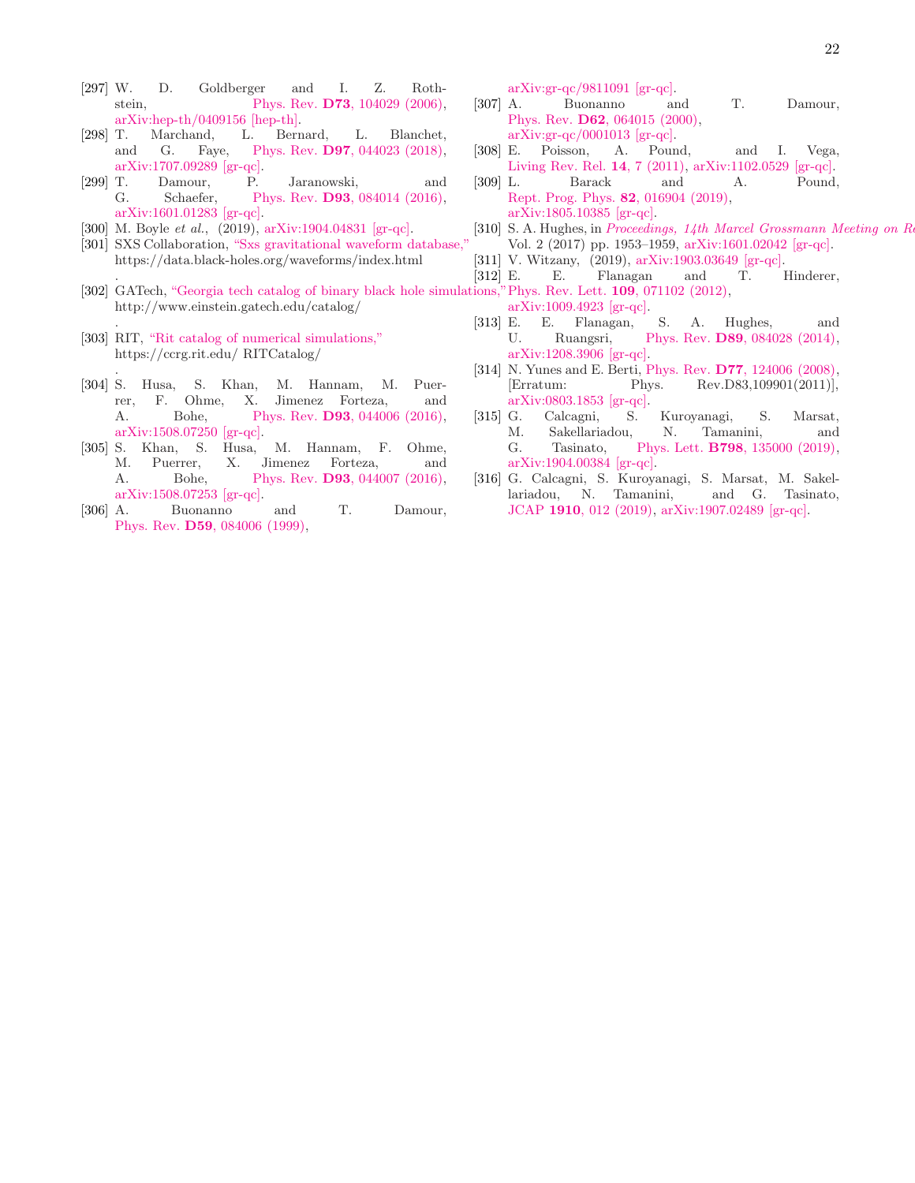[297] W. D. Goldberger and I. Z. Rothstein, Phys. Rev. **D73**, 104029 (2006), arXiv:hep-th/0409156 [hep-th].

[298] T. Marchand, L. Bernard, L. Blanchet, and G. Faye, Phys. Rev. **D97**, 044023 (2018), arXiv:1707.09289 [gr-qc].

[299] T. Damour, P. Jaranowski, and G. Schaefer, Phys. Rev. **D93**, 084014 (2016), arXiv:1601.01283 [gr-qc].

[300] M. Boyle *et al.*, (2019), arXiv:1904.04831 [gr-qc].

[301] SXS Collaboration, "Sxs gravitational waveform database," https://data.black-holes.org/waveforms/index.html .

[302] GATech, "Georgia tech catalog of binary black hole simulations," http://www.einstein.gatech.edu/catalog/ .

[303] RIT, "Rit catalog of numerical simulations," https://ccrg.rit.edu/ RITCatalog/ .

[304] S. Husa, S. Khan, M. Hannam, M. Puerrer, F. Ohme, X. Jimenez Forteza, and A. Bohe, Phys. Rev. **D93**, 044006 (2016), arXiv:1508.07250 [gr-qc].

[305] S. Khan, S. Husa, M. Hannam, F. Ohme, M. Puerrer, X. Jimenez Forteza, and A. Bohe, Phys. Rev. **D93**, 044007 (2016), arXiv:1508.07253 [gr-qc].

[306] A. Buonanno and T. Damour, Phys. Rev. **D59**, 084006 (1999), arXiv:gr-qc/9811091 [gr-qc].

[307] A. Buonanno and T. Damour, Phys. Rev. **D62**, 064015 (2000), arXiv:gr-qc/0001013 [gr-qc].

[308] E. Poisson, A. Pound, and I. Vega, Living Rev. Rel. **14**, 7 (2011), arXiv:1102.0529 [gr-qc].

[309] L. Barack and A. Pound, Rept. Prog. Phys. **82**, 016904 (2019), arXiv:1805.10385 [gr-qc].

[310] S. A. Hughes, in *Proceedings, 14th Marcel Grossmann Meeting on Re* Vol. 2 (2017) pp. 1953–1959, arXiv:1601.02042 [gr-qc].

[311] V. Witzany, (2019), arXiv:1903.03649 [gr-qc].

[312] E. E. Flanagan and T. Hinderer, Phys. Rev. Lett. **109**, 071102 (2012), arXiv:1009.4923 [gr-qc].

[313] E. E. Flanagan, S. A. Hughes, and U. Ruangsri, Phys. Rev. **D89**, 084028 (2014), arXiv:1208.3906 [gr-qc].

[314] N. Yunes and E. Berti, Phys. Rev. **D77**, 124006 (2008), [Erratum: Phys. Rev.D83,109901(2011)], arXiv:0803.1853 [gr-qc].

[315] G. Calcagni, S. Kuroyanagi, S. Marsat, M. Sakellariadou, N. Tamanini, and G. Tasinato, Phys. Lett. **B798**, 135000 (2019), arXiv:1904.00384 [gr-qc].

[316] G. Calcagni, S. Kuroyanagi, S. Marsat, M. Sakellariadou, N. Tamanini, and G. Tasinato, JCAP **1910**, 012 (2019), arXiv:1907.02489 [gr-qc].